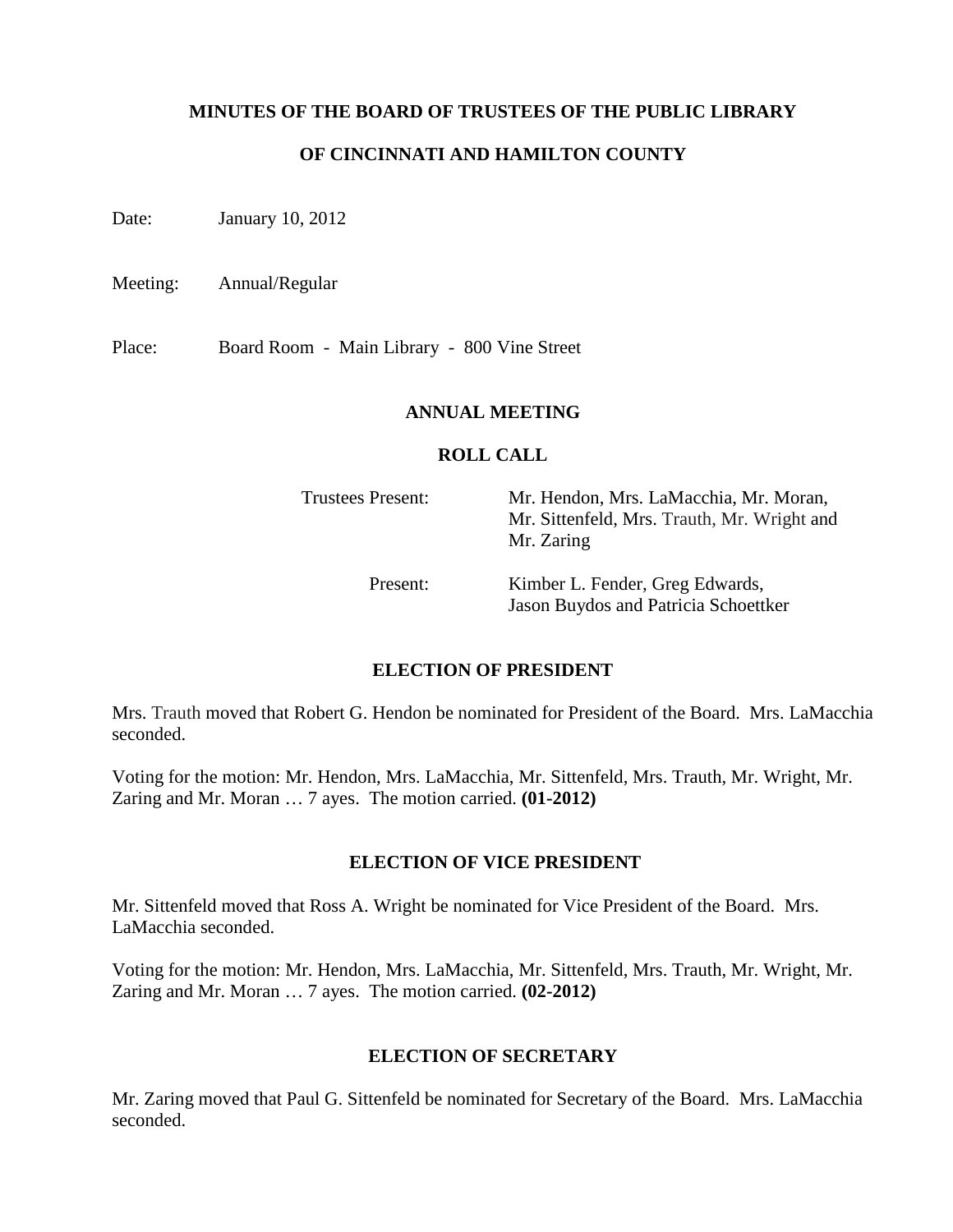**MINUTES OF THE BOARD OF TRUSTEES OF THE PUBLIC LIBRARY**

**OF CINCINNATI AND HAMILTON COUNTY**

Date: January 10, 2012

Meeting: Annual/Regular

Place: Board Room - Main Library - 800 Vine Street

**ANNUAL MEETING**

**ROLL CALL**

| | |
|---|---|
| Trustees Present: | Mr. Hendon, Mrs. LaMacchia, Mr. Moran, Mr. Sittenfeld, Mrs. Trauth, Mr. Wright and Mr. Zaring |
| Present: | Kimber L. Fender, Greg Edwards, Jason Buydos and Patricia Schoettker |

**ELECTION OF PRESIDENT**

Mrs. Trauth moved that Robert G. Hendon be nominated for President of the Board. Mrs. LaMacchia seconded.

Voting for the motion: Mr. Hendon, Mrs. LaMacchia, Mr. Sittenfeld, Mrs. Trauth, Mr. Wright, Mr. Zaring and Mr. Moran … 7 ayes. The motion carried. **(01-2012)**

**ELECTION OF VICE PRESIDENT**

Mr. Sittenfeld moved that Ross A. Wright be nominated for Vice President of the Board. Mrs. LaMacchia seconded.

Voting for the motion: Mr. Hendon, Mrs. LaMacchia, Mr. Sittenfeld, Mrs. Trauth, Mr. Wright, Mr. Zaring and Mr. Moran … 7 ayes. The motion carried. **(02-2012)**

**ELECTION OF SECRETARY**

Mr. Zaring moved that Paul G. Sittenfeld be nominated for Secretary of the Board. Mrs. LaMacchia seconded.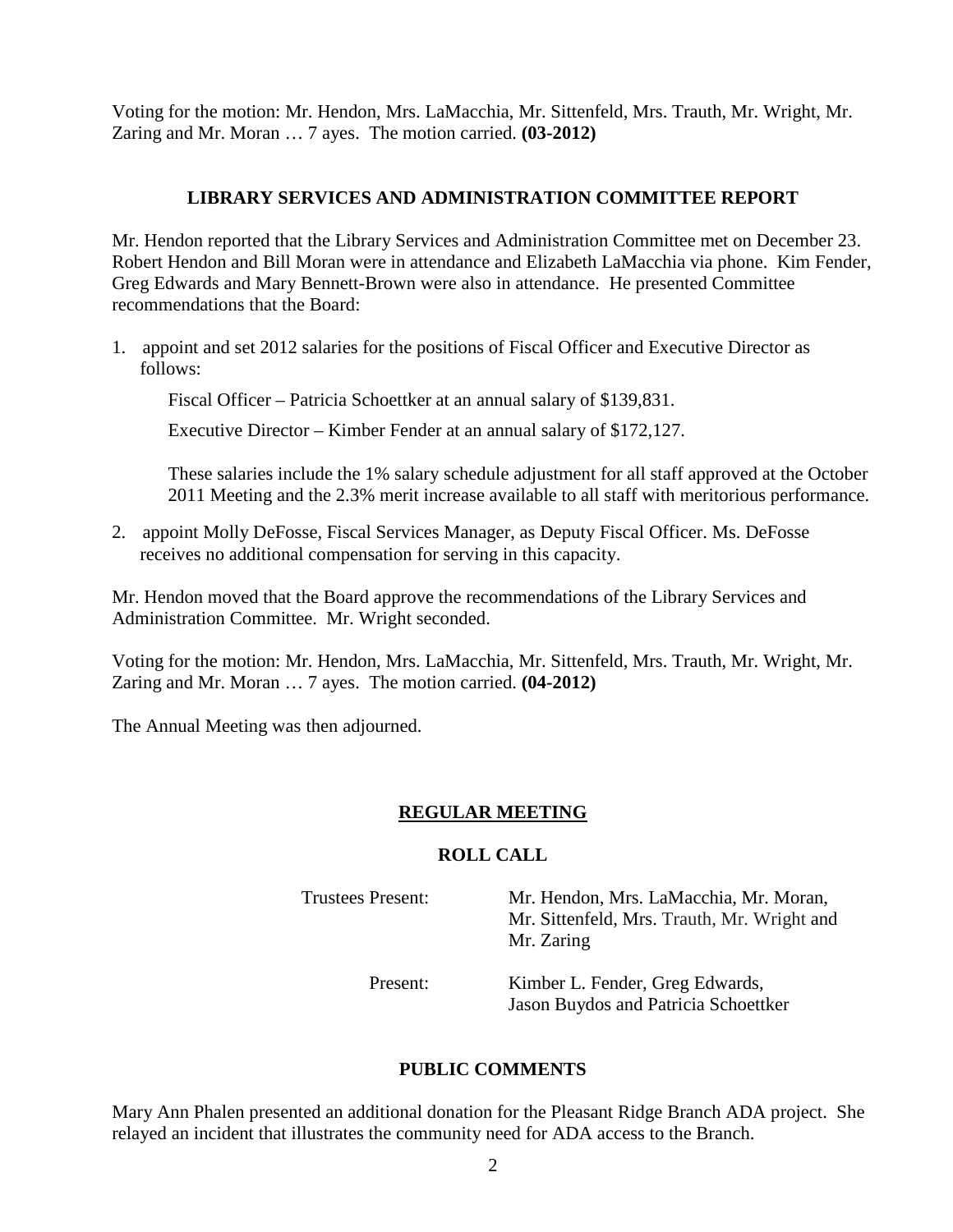Voting for the motion: Mr. Hendon, Mrs. LaMacchia, Mr. Sittenfeld, Mrs. Trauth, Mr. Wright, Mr. Zaring and Mr. Moran … 7 ayes. The motion carried. **(03-2012)**

## LIBRARY SERVICES AND ADMINISTRATION COMMITTEE REPORT

Mr. Hendon reported that the Library Services and Administration Committee met on December 23. Robert Hendon and Bill Moran were in attendance and Elizabeth LaMacchia via phone. Kim Fender, Greg Edwards and Mary Bennett-Brown were also in attendance. He presented Committee recommendations that the Board:

1. appoint and set 2012 salaries for the positions of Fiscal Officer and Executive Director as follows:

   Fiscal Officer – Patricia Schoettker at an annual salary of $139,831.

   Executive Director – Kimber Fender at an annual salary of $172,127.

   These salaries include the 1% salary schedule adjustment for all staff approved at the October 2011 Meeting and the 2.3% merit increase available to all staff with meritorious performance.

2. appoint Molly DeFosse, Fiscal Services Manager, as Deputy Fiscal Officer. Ms. DeFosse receives no additional compensation for serving in this capacity.

Mr. Hendon moved that the Board approve the recommendations of the Library Services and Administration Committee. Mr. Wright seconded.

Voting for the motion: Mr. Hendon, Mrs. LaMacchia, Mr. Sittenfeld, Mrs. Trauth, Mr. Wright, Mr. Zaring and Mr. Moran … 7 ayes. The motion carried. **(04-2012)**

The Annual Meeting was then adjourned.

## REGULAR MEETING

### ROLL CALL

| | |
|---|---|
| Trustees Present: | Mr. Hendon, Mrs. LaMacchia, Mr. Moran, Mr. Sittenfeld, Mrs. Trauth, Mr. Wright and Mr. Zaring |
| Present: | Kimber L. Fender, Greg Edwards, Jason Buydos and Patricia Schoettker |

### PUBLIC COMMENTS

Mary Ann Phalen presented an additional donation for the Pleasant Ridge Branch ADA project. She relayed an incident that illustrates the community need for ADA access to the Branch.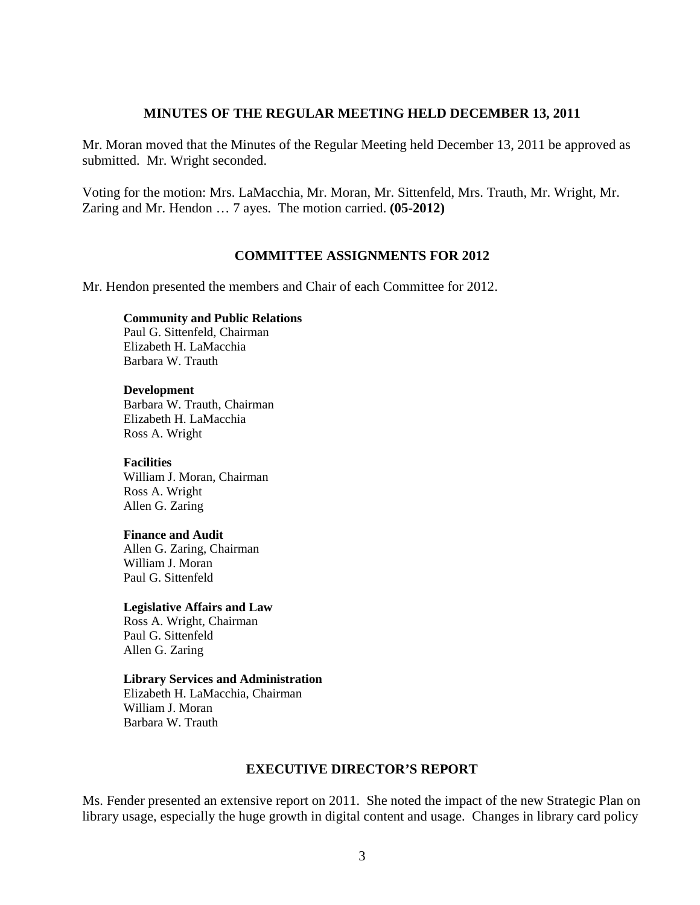## MINUTES OF THE REGULAR MEETING HELD DECEMBER 13, 2011

Mr. Moran moved that the Minutes of the Regular Meeting held December 13, 2011 be approved as submitted. Mr. Wright seconded.

Voting for the motion: Mrs. LaMacchia, Mr. Moran, Mr. Sittenfeld, Mrs. Trauth, Mr. Wright, Mr. Zaring and Mr. Hendon … 7 ayes. The motion carried. **(05-2012)**

## COMMITTEE ASSIGNMENTS FOR 2012

Mr. Hendon presented the members and Chair of each Committee for 2012.

**Community and Public Relations**
Paul G. Sittenfeld, Chairman
Elizabeth H. LaMacchia
Barbara W. Trauth

**Development**
Barbara W. Trauth, Chairman
Elizabeth H. LaMacchia
Ross A. Wright

**Facilities**
William J. Moran, Chairman
Ross A. Wright
Allen G. Zaring

**Finance and Audit**
Allen G. Zaring, Chairman
William J. Moran
Paul G. Sittenfeld

**Legislative Affairs and Law**
Ross A. Wright, Chairman
Paul G. Sittenfeld
Allen G. Zaring

**Library Services and Administration**
Elizabeth H. LaMacchia, Chairman
William J. Moran
Barbara W. Trauth

## EXECUTIVE DIRECTOR'S REPORT

Ms. Fender presented an extensive report on 2011. She noted the impact of the new Strategic Plan on library usage, especially the huge growth in digital content and usage. Changes in library card policy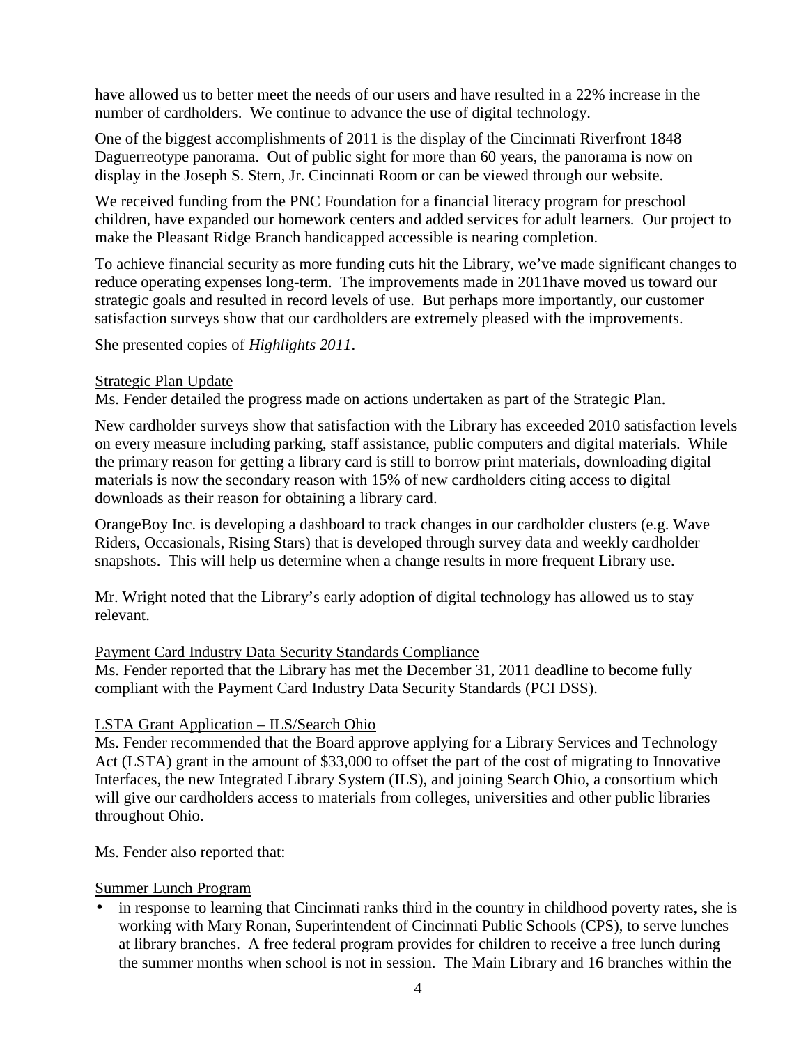have allowed us to better meet the needs of our users and have resulted in a 22% increase in the number of cardholders. We continue to advance the use of digital technology.

One of the biggest accomplishments of 2011 is the display of the Cincinnati Riverfront 1848 Daguerreotype panorama. Out of public sight for more than 60 years, the panorama is now on display in the Joseph S. Stern, Jr. Cincinnati Room or can be viewed through our website.

We received funding from the PNC Foundation for a financial literacy program for preschool children, have expanded our homework centers and added services for adult learners. Our project to make the Pleasant Ridge Branch handicapped accessible is nearing completion.

To achieve financial security as more funding cuts hit the Library, we've made significant changes to reduce operating expenses long-term. The improvements made in 2011have moved us toward our strategic goals and resulted in record levels of use. But perhaps more importantly, our customer satisfaction surveys show that our cardholders are extremely pleased with the improvements.

She presented copies of *Highlights 2011*.

<u>Strategic Plan Update</u>

Ms. Fender detailed the progress made on actions undertaken as part of the Strategic Plan.

New cardholder surveys show that satisfaction with the Library has exceeded 2010 satisfaction levels on every measure including parking, staff assistance, public computers and digital materials. While the primary reason for getting a library card is still to borrow print materials, downloading digital materials is now the secondary reason with 15% of new cardholders citing access to digital downloads as their reason for obtaining a library card.

OrangeBoy Inc. is developing a dashboard to track changes in our cardholder clusters (e.g. Wave Riders, Occasionals, Rising Stars) that is developed through survey data and weekly cardholder snapshots. This will help us determine when a change results in more frequent Library use.

Mr. Wright noted that the Library's early adoption of digital technology has allowed us to stay relevant.

<u>Payment Card Industry Data Security Standards Compliance</u>

Ms. Fender reported that the Library has met the December 31, 2011 deadline to become fully compliant with the Payment Card Industry Data Security Standards (PCI DSS).

<u>LSTA Grant Application – ILS/Search Ohio</u>

Ms. Fender recommended that the Board approve applying for a Library Services and Technology Act (LSTA) grant in the amount of $33,000 to offset the part of the cost of migrating to Innovative Interfaces, the new Integrated Library System (ILS), and joining Search Ohio, a consortium which will give our cardholders access to materials from colleges, universities and other public libraries throughout Ohio.

Ms. Fender also reported that:

<u>Summer Lunch Program</u>

- in response to learning that Cincinnati ranks third in the country in childhood poverty rates, she is working with Mary Ronan, Superintendent of Cincinnati Public Schools (CPS), to serve lunches at library branches. A free federal program provides for children to receive a free lunch during the summer months when school is not in session. The Main Library and 16 branches within the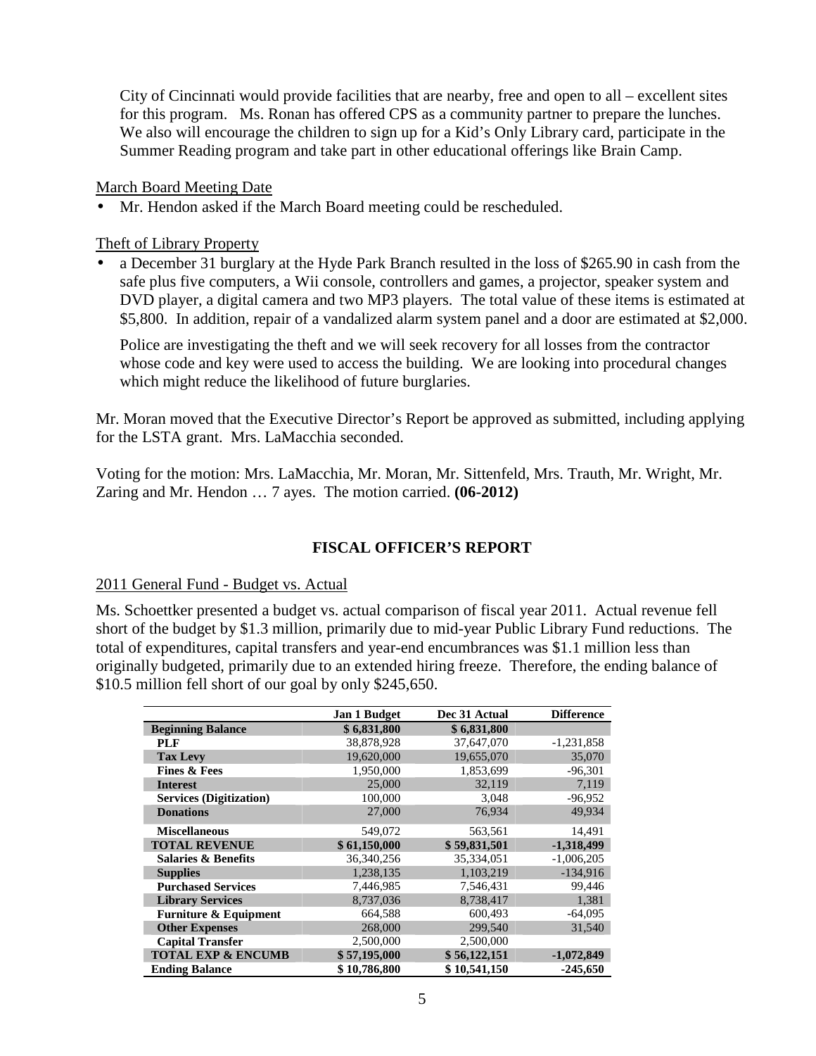City of Cincinnati would provide facilities that are nearby, free and open to all – excellent sites for this program. Ms. Ronan has offered CPS as a community partner to prepare the lunches. We also will encourage the children to sign up for a Kid's Only Library card, participate in the Summer Reading program and take part in other educational offerings like Brain Camp.

March Board Meeting Date

- Mr. Hendon asked if the March Board meeting could be rescheduled.

Theft of Library Property

- a December 31 burglary at the Hyde Park Branch resulted in the loss of $265.90 in cash from the safe plus five computers, a Wii console, controllers and games, a projector, speaker system and DVD player, a digital camera and two MP3 players. The total value of these items is estimated at $5,800. In addition, repair of a vandalized alarm system panel and a door are estimated at $2,000.

  Police are investigating the theft and we will seek recovery for all losses from the contractor whose code and key were used to access the building. We are looking into procedural changes which might reduce the likelihood of future burglaries.

Mr. Moran moved that the Executive Director's Report be approved as submitted, including applying for the LSTA grant. Mrs. LaMacchia seconded.

Voting for the motion: Mrs. LaMacchia, Mr. Moran, Mr. Sittenfeld, Mrs. Trauth, Mr. Wright, Mr. Zaring and Mr. Hendon … 7 ayes. The motion carried. **(06-2012)**

## FISCAL OFFICER'S REPORT

2011 General Fund - Budget vs. Actual

Ms. Schoettker presented a budget vs. actual comparison of fiscal year 2011. Actual revenue fell short of the budget by $1.3 million, primarily due to mid-year Public Library Fund reductions. The total of expenditures, capital transfers and year-end encumbrances was $1.1 million less than originally budgeted, primarily due to an extended hiring freeze. Therefore, the ending balance of $10.5 million fell short of our goal by only $245,650.

| | Jan 1 Budget | Dec 31 Actual | Difference |
|---|---|---|---|
| **Beginning Balance** | **$ 6,831,800** | **$ 6,831,800** | |
| **PLF** | 38,878,928 | 37,647,070 | -1,231,858 |
| **Tax Levy** | 19,620,000 | 19,655,070 | 35,070 |
| **Fines & Fees** | 1,950,000 | 1,853,699 | -96,301 |
| **Interest** | 25,000 | 32,119 | 7,119 |
| **Services (Digitization)** | 100,000 | 3,048 | -96,952 |
| **Donations** | 27,000 | 76,934 | 49,934 |
| **Miscellaneous** | 549,072 | 563,561 | 14,491 |
| **TOTAL REVENUE** | **$ 61,150,000** | **$ 59,831,501** | **-1,318,499** |
| **Salaries & Benefits** | 36,340,256 | 35,334,051 | -1,006,205 |
| **Supplies** | 1,238,135 | 1,103,219 | -134,916 |
| **Purchased Services** | 7,446,985 | 7,546,431 | 99,446 |
| **Library Services** | 8,737,036 | 8,738,417 | 1,381 |
| **Furniture & Equipment** | 664,588 | 600,493 | -64,095 |
| **Other Expenses** | 268,000 | 299,540 | 31,540 |
| **Capital Transfer** | 2,500,000 | 2,500,000 | |
| **TOTAL EXP & ENCUMB** | **$ 57,195,000** | **$ 56,122,151** | **-1,072,849** |
| **Ending Balance** | **$ 10,786,800** | **$ 10,541,150** | **-245,650** |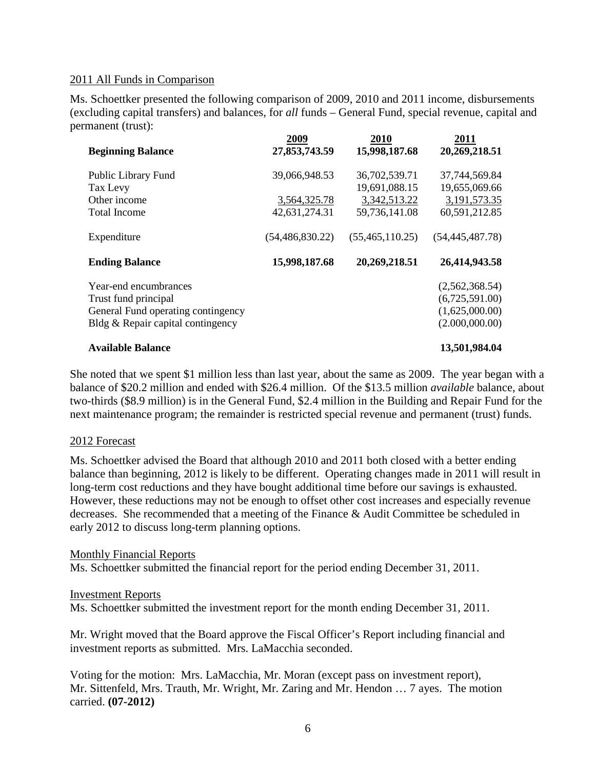2011 All Funds in Comparison

Ms. Schoettker presented the following comparison of 2009, 2010 and 2011 income, disbursements (excluding capital transfers) and balances, for *all* funds – General Fund, special revenue, capital and permanent (trust):

| | 2009 | 2010 | 2011 |
|---|---|---|---|
| **Beginning Balance** | **27,853,743.59** | **15,998,187.68** | **20,269,218.51** |
| Public Library Fund | 39,066,948.53 | 36,702,539.71 | 37,744,569.84 |
| Tax Levy | | 19,691,088.15 | 19,655,069.66 |
| Other income | 3,564,325.78 | 3,342,513.22 | 3,191,573.35 |
| Total Income | 42,631,274.31 | 59,736,141.08 | 60,591,212.85 |
| Expenditure | (54,486,830.22) | (55,465,110.25) | (54,445,487.78) |
| **Ending Balance** | **15,998,187.68** | **20,269,218.51** | **26,414,943.58** |
| Year-end encumbrances | | | (2,562,368.54) |
| Trust fund principal | | | (6,725,591.00) |
| General Fund operating contingency | | | (1,625,000.00) |
| Bldg & Repair capital contingency | | | (2.000,000.00) |
| **Available Balance** | | | **13,501,984.04** |

She noted that we spent $1 million less than last year, about the same as 2009. The year began with a balance of $20.2 million and ended with $26.4 million. Of the $13.5 million *available* balance, about two-thirds ($8.9 million) is in the General Fund, $2.4 million in the Building and Repair Fund for the next maintenance program; the remainder is restricted special revenue and permanent (trust) funds.

2012 Forecast

Ms. Schoettker advised the Board that although 2010 and 2011 both closed with a better ending balance than beginning, 2012 is likely to be different. Operating changes made in 2011 will result in long-term cost reductions and they have bought additional time before our savings is exhausted. However, these reductions may not be enough to offset other cost increases and especially revenue decreases. She recommended that a meeting of the Finance & Audit Committee be scheduled in early 2012 to discuss long-term planning options.

Monthly Financial Reports

Ms. Schoettker submitted the financial report for the period ending December 31, 2011.

Investment Reports

Ms. Schoettker submitted the investment report for the month ending December 31, 2011.

Mr. Wright moved that the Board approve the Fiscal Officer's Report including financial and investment reports as submitted. Mrs. LaMacchia seconded.

Voting for the motion: Mrs. LaMacchia, Mr. Moran (except pass on investment report), Mr. Sittenfeld, Mrs. Trauth, Mr. Wright, Mr. Zaring and Mr. Hendon … 7 ayes. The motion carried. **(07-2012)**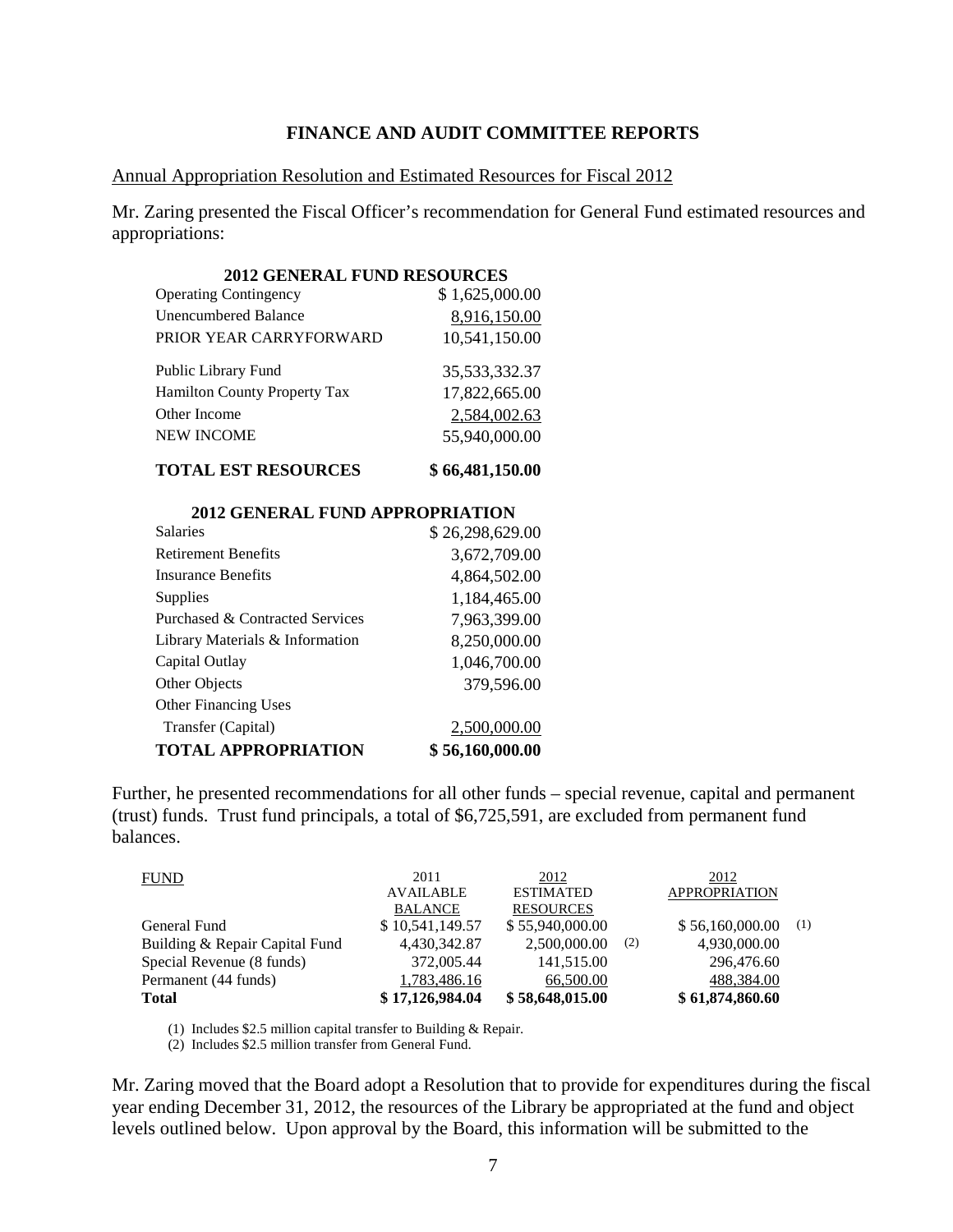## FINANCE AND AUDIT COMMITTEE REPORTS

Annual Appropriation Resolution and Estimated Resources for Fiscal 2012

Mr. Zaring presented the Fiscal Officer's recommendation for General Fund estimated resources and appropriations:

| 2012 GENERAL FUND RESOURCES | |
|---|---|
| Operating Contingency | $ 1,625,000.00 |
| Unencumbered Balance | 8,916,150.00 |
| PRIOR YEAR CARRYFORWARD | 10,541,150.00 |
| Public Library Fund | 35,533,332.37 |
| Hamilton County Property Tax | 17,822,665.00 |
| Other Income | 2,584,002.63 |
| NEW INCOME | 55,940,000.00 |
| **TOTAL EST RESOURCES** | **$ 66,481,150.00** |

| 2012 GENERAL FUND APPROPRIATION | |
|---|---|
| Salaries | $ 26,298,629.00 |
| Retirement Benefits | 3,672,709.00 |
| Insurance Benefits | 4,864,502.00 |
| Supplies | 1,184,465.00 |
| Purchased & Contracted Services | 7,963,399.00 |
| Library Materials & Information | 8,250,000.00 |
| Capital Outlay | 1,046,700.00 |
| Other Objects | 379,596.00 |
| Other Financing Uses | |
| Transfer (Capital) | 2,500,000.00 |
| **TOTAL APPROPRIATION** | **$ 56,160,000.00** |

Further, he presented recommendations for all other funds – special revenue, capital and permanent (trust) funds. Trust fund principals, a total of $6,725,591, are excluded from permanent fund balances.

| FUND | 2011 AVAILABLE BALANCE | 2012 ESTIMATED RESOURCES | | 2012 APPROPRIATION | |
|---|---|---|---|---|---|
| General Fund | $ 10,541,149.57 | $ 55,940,000.00 | | $ 56,160,000.00 | (1) |
| Building & Repair Capital Fund | 4,430,342.87 | 2,500,000.00 | (2) | 4,930,000.00 | |
| Special Revenue (8 funds) | 372,005.44 | 141,515.00 | | 296,476.60 | |
| Permanent (44 funds) | 1,783,486.16 | 66,500.00 | | 488,384.00 | |
| **Total** | **$ 17,126,984.04** | **$ 58,648,015.00** | | **$ 61,874,860.60** | |

(1) Includes $2.5 million capital transfer to Building & Repair.

(2) Includes $2.5 million transfer from General Fund.

Mr. Zaring moved that the Board adopt a Resolution that to provide for expenditures during the fiscal year ending December 31, 2012, the resources of the Library be appropriated at the fund and object levels outlined below. Upon approval by the Board, this information will be submitted to the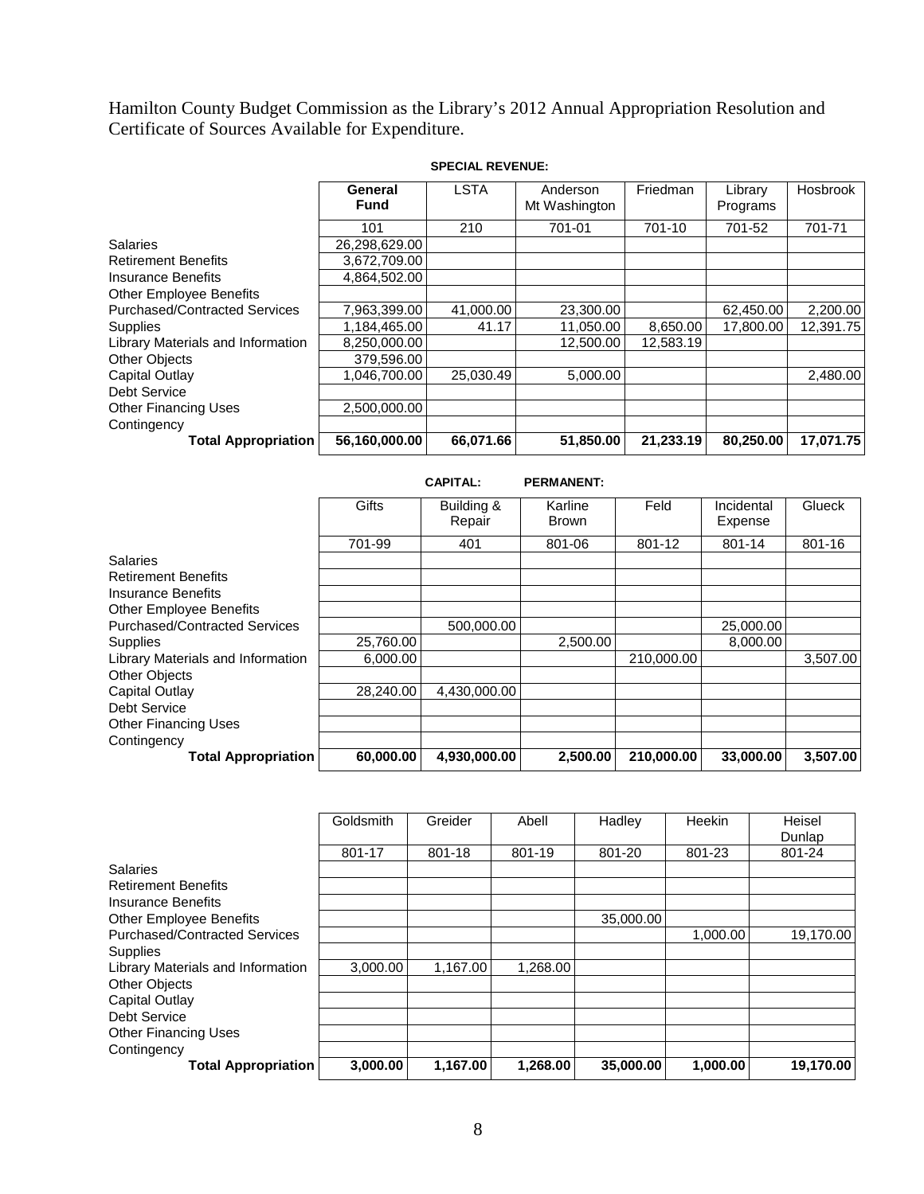Hamilton County Budget Commission as the Library's 2012 Annual Appropriation Resolution and Certificate of Sources Available for Expenditure.

**SPECIAL REVENUE:**

| | **General Fund** | LSTA | Anderson Mt Washington | Friedman | Library Programs | Hosbrook |
|---|---|---|---|---|---|---|
| | 101 | 210 | 701-01 | 701-10 | 701-52 | 701-71 |
| Salaries | 26,298,629.00 | | | | | |
| Retirement Benefits | 3,672,709.00 | | | | | |
| Insurance Benefits | 4,864,502.00 | | | | | |
| Other Employee Benefits | | | | | | |
| Purchased/Contracted Services | 7,963,399.00 | 41,000.00 | 23,300.00 | | 62,450.00 | 2,200.00 |
| Supplies | 1,184,465.00 | 41.17 | 11,050.00 | 8,650.00 | 17,800.00 | 12,391.75 |
| Library Materials and Information | 8,250,000.00 | | 12,500.00 | 12,583.19 | | |
| Other Objects | 379,596.00 | | | | | |
| Capital Outlay | 1,046,700.00 | 25,030.49 | 5,000.00 | | | 2,480.00 |
| Debt Service | | | | | | |
| Other Financing Uses | 2,500,000.00 | | | | | |
| Contingency | | | | | | |
| **Total Appropriation** | **56,160,000.00** | **66,071.66** | **51,850.00** | **21,233.19** | **80,250.00** | **17,071.75** |

**CAPITAL:** **PERMANENT:**

| | Gifts | Building & Repair | Karline Brown | Feld | Incidental Expense | Glueck |
|---|---|---|---|---|---|---|
| | 701-99 | 401 | 801-06 | 801-12 | 801-14 | 801-16 |
| Salaries | | | | | | |
| Retirement Benefits | | | | | | |
| Insurance Benefits | | | | | | |
| Other Employee Benefits | | | | | | |
| Purchased/Contracted Services | | 500,000.00 | | | 25,000.00 | |
| Supplies | 25,760.00 | | 2,500.00 | | 8,000.00 | |
| Library Materials and Information | 6,000.00 | | | 210,000.00 | | 3,507.00 |
| Other Objects | | | | | | |
| Capital Outlay | 28,240.00 | 4,430,000.00 | | | | |
| Debt Service | | | | | | |
| Other Financing Uses | | | | | | |
| Contingency | | | | | | |
| **Total Appropriation** | **60,000.00** | **4,930,000.00** | **2,500.00** | **210,000.00** | **33,000.00** | **3,507.00** |

| | Goldsmith | Greider | Abell | Hadley | Heekin | Heisel Dunlap |
|---|---|---|---|---|---|---|
| | 801-17 | 801-18 | 801-19 | 801-20 | 801-23 | 801-24 |
| Salaries | | | | | | |
| Retirement Benefits | | | | | | |
| Insurance Benefits | | | | | | |
| Other Employee Benefits | | | | 35,000.00 | | |
| Purchased/Contracted Services | | | | | 1,000.00 | 19,170.00 |
| Supplies | | | | | | |
| Library Materials and Information | 3,000.00 | 1,167.00 | 1,268.00 | | | |
| Other Objects | | | | | | |
| Capital Outlay | | | | | | |
| Debt Service | | | | | | |
| Other Financing Uses | | | | | | |
| Contingency | | | | | | |
| **Total Appropriation** | **3,000.00** | **1,167.00** | **1,268.00** | **35,000.00** | **1,000.00** | **19,170.00** |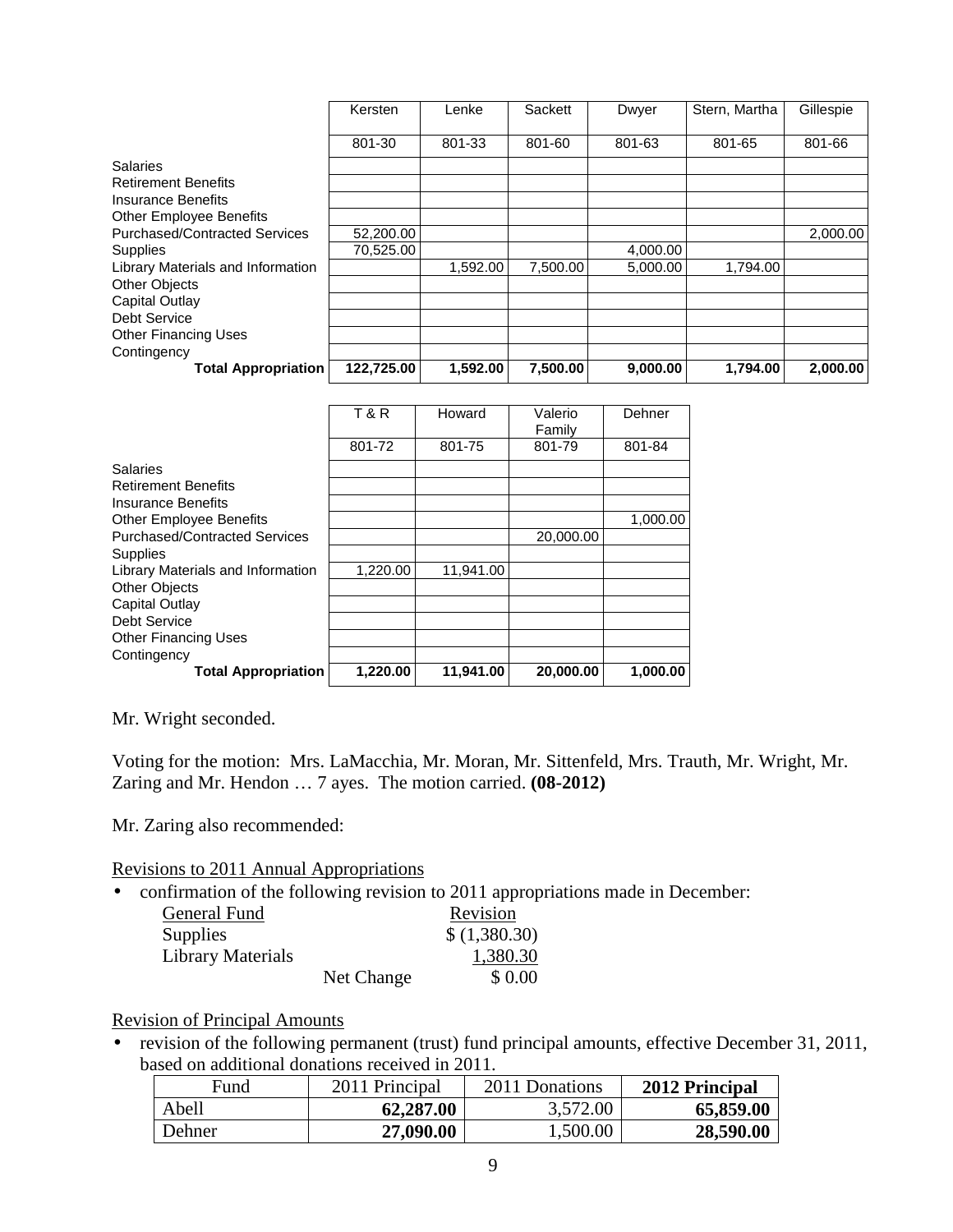| | Kersten | Lenke | Sackett | Dwyer | Stern, Martha | Gillespie |
|---|---|---|---|---|---|---|
| | 801-30 | 801-33 | 801-60 | 801-63 | 801-65 | 801-66 |
| Salaries | | | | | | |
| Retirement Benefits | | | | | | |
| Insurance Benefits | | | | | | |
| Other Employee Benefits | | | | | | |
| Purchased/Contracted Services | 52,200.00 | | | | | 2,000.00 |
| Supplies | 70,525.00 | | | 4,000.00 | | |
| Library Materials and Information | | 1,592.00 | 7,500.00 | 5,000.00 | 1,794.00 | |
| Other Objects | | | | | | |
| Capital Outlay | | | | | | |
| Debt Service | | | | | | |
| Other Financing Uses | | | | | | |
| Contingency | | | | | | |
| **Total Appropriation** | **122,725.00** | **1,592.00** | **7,500.00** | **9,000.00** | **1,794.00** | **2,000.00** |

| | T & R | Howard | Valerio Family | Dehner |
|---|---|---|---|---|
| | 801-72 | 801-75 | 801-79 | 801-84 |
| Salaries | | | | |
| Retirement Benefits | | | | |
| Insurance Benefits | | | | |
| Other Employee Benefits | | | | 1,000.00 |
| Purchased/Contracted Services | | | 20,000.00 | |
| Supplies | | | | |
| Library Materials and Information | 1,220.00 | 11,941.00 | | |
| Other Objects | | | | |
| Capital Outlay | | | | |
| Debt Service | | | | |
| Other Financing Uses | | | | |
| Contingency | | | | |
| **Total Appropriation** | **1,220.00** | **11,941.00** | **20,000.00** | **1,000.00** |

Mr. Wright seconded.

Voting for the motion: Mrs. LaMacchia, Mr. Moran, Mr. Sittenfeld, Mrs. Trauth, Mr. Wright, Mr. Zaring and Mr. Hendon … 7 ayes. The motion carried. **(08-2012)**

Mr. Zaring also recommended:

Revisions to 2011 Annual Appropriations

- confirmation of the following revision to 2011 appropriations made in December:

| General Fund | | Revision |
|---|---|---|
| Supplies | | $ (1,380.30) |
| Library Materials | | 1,380.30 |
| | Net Change | $ 0.00 |

Revision of Principal Amounts

- revision of the following permanent (trust) fund principal amounts, effective December 31, 2011, based on additional donations received in 2011.

| Fund | 2011 Principal | 2011 Donations | 2012 Principal |
|---|---|---|---|
| Abell | **62,287.00** | 3,572.00 | **65,859.00** |
| Dehner | **27,090.00** | 1,500.00 | **28,590.00** |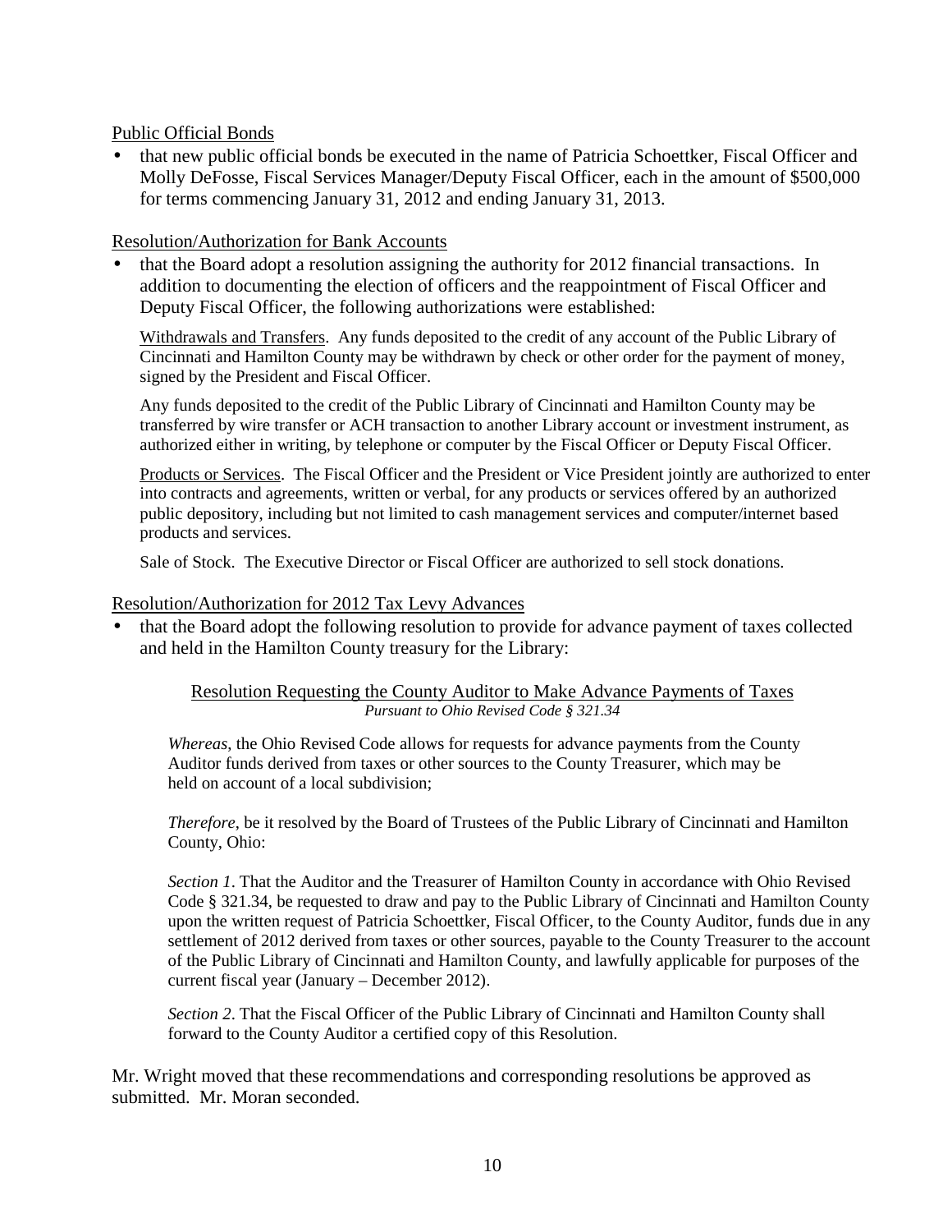Public Official Bonds

- that new public official bonds be executed in the name of Patricia Schoettker, Fiscal Officer and Molly DeFosse, Fiscal Services Manager/Deputy Fiscal Officer, each in the amount of $500,000 for terms commencing January 31, 2012 and ending January 31, 2013.

Resolution/Authorization for Bank Accounts

- that the Board adopt a resolution assigning the authority for 2012 financial transactions. In addition to documenting the election of officers and the reappointment of Fiscal Officer and Deputy Fiscal Officer, the following authorizations were established:

  Withdrawals and Transfers. Any funds deposited to the credit of any account of the Public Library of Cincinnati and Hamilton County may be withdrawn by check or other order for the payment of money, signed by the President and Fiscal Officer.

  Any funds deposited to the credit of the Public Library of Cincinnati and Hamilton County may be transferred by wire transfer or ACH transaction to another Library account or investment instrument, as authorized either in writing, by telephone or computer by the Fiscal Officer or Deputy Fiscal Officer.

  Products or Services. The Fiscal Officer and the President or Vice President jointly are authorized to enter into contracts and agreements, written or verbal, for any products or services offered by an authorized public depository, including but not limited to cash management services and computer/internet based products and services.

  Sale of Stock. The Executive Director or Fiscal Officer are authorized to sell stock donations.

Resolution/Authorization for 2012 Tax Levy Advances

- that the Board adopt the following resolution to provide for advance payment of taxes collected and held in the Hamilton County treasury for the Library:

  Resolution Requesting the County Auditor to Make Advance Payments of Taxes
  *Pursuant to Ohio Revised Code § 321.34*

  *Whereas*, the Ohio Revised Code allows for requests for advance payments from the County Auditor funds derived from taxes or other sources to the County Treasurer, which may be held on account of a local subdivision;

  *Therefore*, be it resolved by the Board of Trustees of the Public Library of Cincinnati and Hamilton County, Ohio:

  *Section 1*. That the Auditor and the Treasurer of Hamilton County in accordance with Ohio Revised Code § 321.34, be requested to draw and pay to the Public Library of Cincinnati and Hamilton County upon the written request of Patricia Schoettker, Fiscal Officer, to the County Auditor, funds due in any settlement of 2012 derived from taxes or other sources, payable to the County Treasurer to the account of the Public Library of Cincinnati and Hamilton County, and lawfully applicable for purposes of the current fiscal year (January – December 2012).

  *Section 2*. That the Fiscal Officer of the Public Library of Cincinnati and Hamilton County shall forward to the County Auditor a certified copy of this Resolution.

Mr. Wright moved that these recommendations and corresponding resolutions be approved as submitted. Mr. Moran seconded.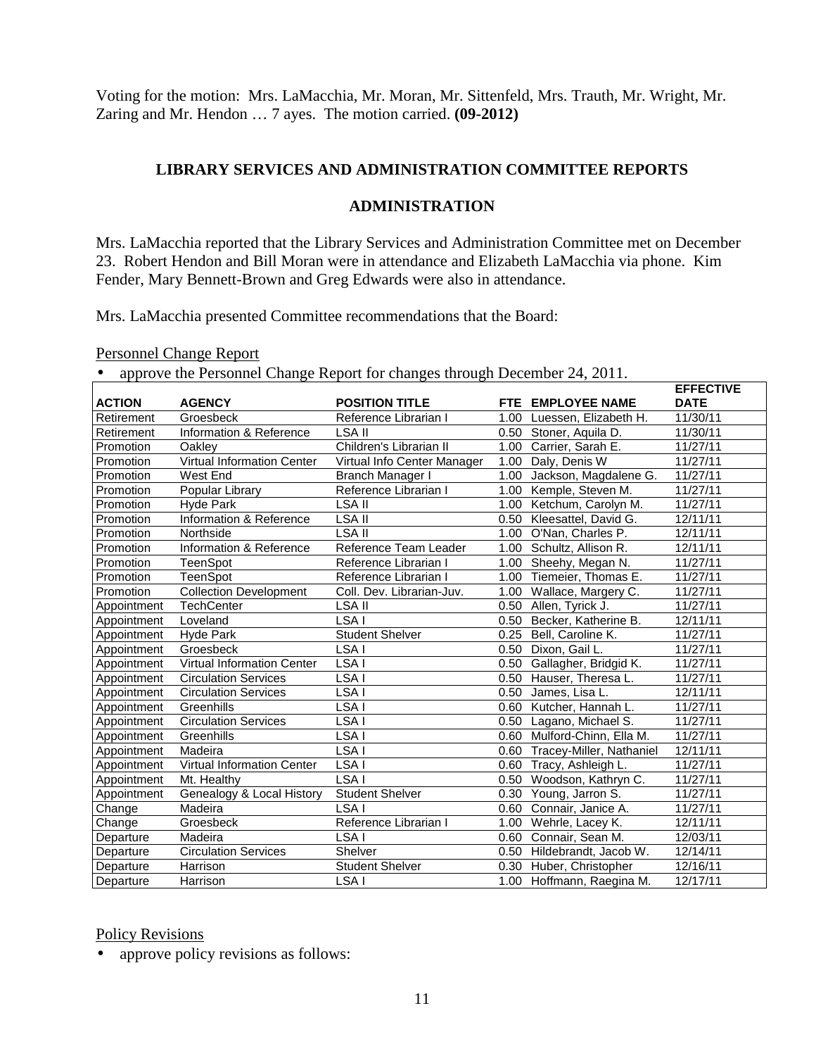Voting for the motion: Mrs. LaMacchia, Mr. Moran, Mr. Sittenfeld, Mrs. Trauth, Mr. Wright, Mr. Zaring and Mr. Hendon … 7 ayes. The motion carried. **(09-2012)**

## LIBRARY SERVICES AND ADMINISTRATION COMMITTEE REPORTS

### ADMINISTRATION

Mrs. LaMacchia reported that the Library Services and Administration Committee met on December 23. Robert Hendon and Bill Moran were in attendance and Elizabeth LaMacchia via phone. Kim Fender, Mary Bennett-Brown and Greg Edwards were also in attendance.

Mrs. LaMacchia presented Committee recommendations that the Board:

Personnel Change Report

- approve the Personnel Change Report for changes through December 24, 2011.

| ACTION | AGENCY | POSITION TITLE | FTE | EMPLOYEE NAME | EFFECTIVE DATE |
|---|---|---|---|---|---|
| Retirement | Groesbeck | Reference Librarian I | 1.00 | Luessen, Elizabeth H. | 11/30/11 |
| Retirement | Information & Reference | LSA II | 0.50 | Stoner, Aquila D. | 11/30/11 |
| Promotion | Oakley | Children's Librarian II | 1.00 | Carrier, Sarah E. | 11/27/11 |
| Promotion | Virtual Information Center | Virtual Info Center Manager | 1.00 | Daly, Denis W | 11/27/11 |
| Promotion | West End | Branch Manager I | 1.00 | Jackson, Magdalene G. | 11/27/11 |
| Promotion | Popular Library | Reference Librarian I | 1.00 | Kemple, Steven M. | 11/27/11 |
| Promotion | Hyde Park | LSA II | 1.00 | Ketchum, Carolyn M. | 11/27/11 |
| Promotion | Information & Reference | LSA II | 0.50 | Kleesattel, David G. | 12/11/11 |
| Promotion | Northside | LSA II | 1.00 | O'Nan, Charles P. | 12/11/11 |
| Promotion | Information & Reference | Reference Team Leader | 1.00 | Schultz, Allison R. | 12/11/11 |
| Promotion | TeenSpot | Reference Librarian I | 1.00 | Sheehy, Megan N. | 11/27/11 |
| Promotion | TeenSpot | Reference Librarian I | 1.00 | Tiemeier, Thomas E. | 11/27/11 |
| Promotion | Collection Development | Coll. Dev. Librarian-Juv. | 1.00 | Wallace, Margery C. | 11/27/11 |
| Appointment | TechCenter | LSA II | 0.50 | Allen, Tyrick J. | 11/27/11 |
| Appointment | Loveland | LSA I | 0.50 | Becker, Katherine B. | 12/11/11 |
| Appointment | Hyde Park | Student Shelver | 0.25 | Bell, Caroline K. | 11/27/11 |
| Appointment | Groesbeck | LSA I | 0.50 | Dixon, Gail L. | 11/27/11 |
| Appointment | Virtual Information Center | LSA I | 0.50 | Gallagher, Bridgid K. | 11/27/11 |
| Appointment | Circulation Services | LSA I | 0.50 | Hauser, Theresa L. | 11/27/11 |
| Appointment | Circulation Services | LSA I | 0.50 | James, Lisa L. | 12/11/11 |
| Appointment | Greenhills | LSA I | 0.60 | Kutcher, Hannah L. | 11/27/11 |
| Appointment | Circulation Services | LSA I | 0.50 | Lagano, Michael S. | 11/27/11 |
| Appointment | Greenhills | LSA I | 0.60 | Mulford-Chinn, Ella M. | 11/27/11 |
| Appointment | Madeira | LSA I | 0.60 | Tracey-Miller, Nathaniel | 12/11/11 |
| Appointment | Virtual Information Center | LSA I | 0.60 | Tracy, Ashleigh L. | 11/27/11 |
| Appointment | Mt. Healthy | LSA I | 0.50 | Woodson, Kathryn C. | 11/27/11 |
| Appointment | Genealogy & Local History | Student Shelver | 0.30 | Young, Jarron S. | 11/27/11 |
| Change | Madeira | LSA I | 0.60 | Connair, Janice A. | 11/27/11 |
| Change | Groesbeck | Reference Librarian I | 1.00 | Wehrle, Lacey K. | 12/11/11 |
| Departure | Madeira | LSA I | 0.60 | Connair, Sean M. | 12/03/11 |
| Departure | Circulation Services | Shelver | 0.50 | Hildebrandt, Jacob W. | 12/14/11 |
| Departure | Harrison | Student Shelver | 0.30 | Huber, Christopher | 12/16/11 |
| Departure | Harrison | LSA I | 1.00 | Hoffmann, Raegina M. | 12/17/11 |

Policy Revisions

- approve policy revisions as follows: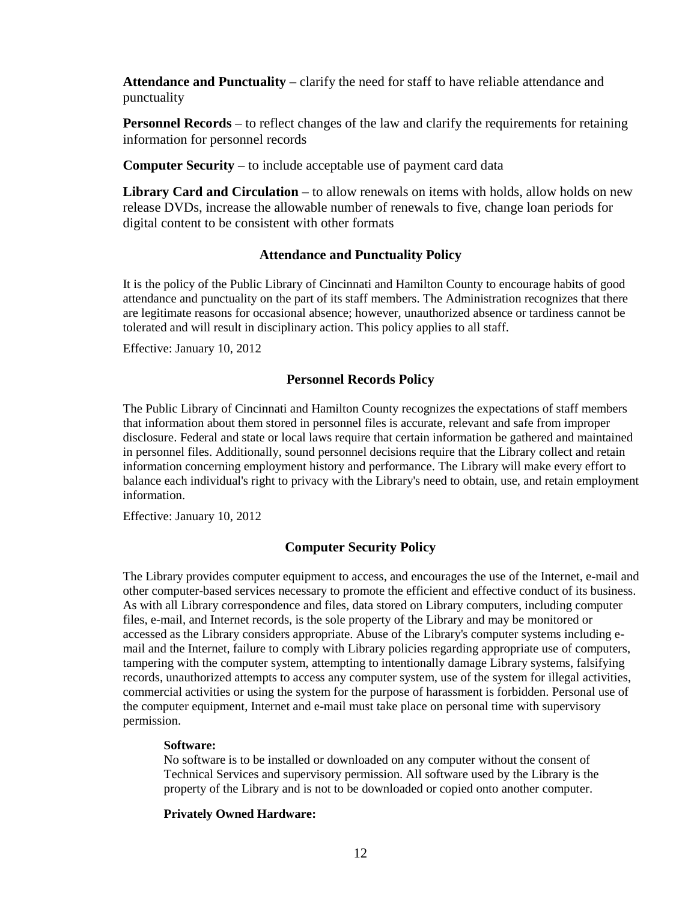**Attendance and Punctuality** – clarify the need for staff to have reliable attendance and punctuality

**Personnel Records** – to reflect changes of the law and clarify the requirements for retaining information for personnel records

**Computer Security** – to include acceptable use of payment card data

**Library Card and Circulation** – to allow renewals on items with holds, allow holds on new release DVDs, increase the allowable number of renewals to five, change loan periods for digital content to be consistent with other formats

## Attendance and Punctuality Policy

It is the policy of the Public Library of Cincinnati and Hamilton County to encourage habits of good attendance and punctuality on the part of its staff members. The Administration recognizes that there are legitimate reasons for occasional absence; however, unauthorized absence or tardiness cannot be tolerated and will result in disciplinary action. This policy applies to all staff.

Effective: January 10, 2012

## Personnel Records Policy

The Public Library of Cincinnati and Hamilton County recognizes the expectations of staff members that information about them stored in personnel files is accurate, relevant and safe from improper disclosure. Federal and state or local laws require that certain information be gathered and maintained in personnel files. Additionally, sound personnel decisions require that the Library collect and retain information concerning employment history and performance. The Library will make every effort to balance each individual's right to privacy with the Library's need to obtain, use, and retain employment information.

Effective: January 10, 2012

## Computer Security Policy

The Library provides computer equipment to access, and encourages the use of the Internet, e-mail and other computer-based services necessary to promote the efficient and effective conduct of its business. As with all Library correspondence and files, data stored on Library computers, including computer files, e-mail, and Internet records, is the sole property of the Library and may be monitored or accessed as the Library considers appropriate. Abuse of the Library's computer systems including e-mail and the Internet, failure to comply with Library policies regarding appropriate use of computers, tampering with the computer system, attempting to intentionally damage Library systems, falsifying records, unauthorized attempts to access any computer system, use of the system for illegal activities, commercial activities or using the system for the purpose of harassment is forbidden. Personal use of the computer equipment, Internet and e-mail must take place on personal time with supervisory permission.

**Software:**
No software is to be installed or downloaded on any computer without the consent of Technical Services and supervisory permission. All software used by the Library is the property of the Library and is not to be downloaded or copied onto another computer.

**Privately Owned Hardware:**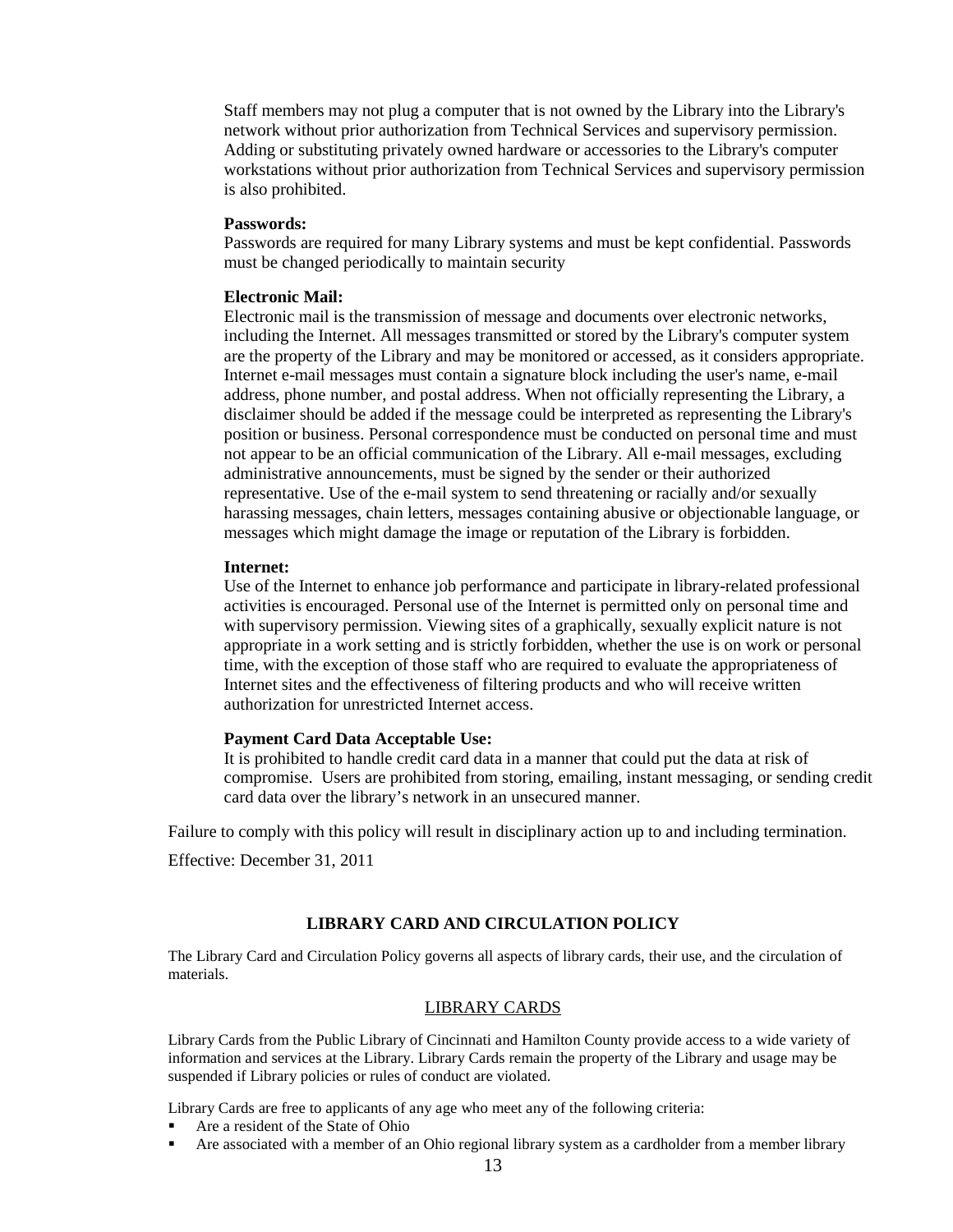Staff members may not plug a computer that is not owned by the Library into the Library's network without prior authorization from Technical Services and supervisory permission. Adding or substituting privately owned hardware or accessories to the Library's computer workstations without prior authorization from Technical Services and supervisory permission is also prohibited.

**Passwords:**
Passwords are required for many Library systems and must be kept confidential. Passwords must be changed periodically to maintain security

**Electronic Mail:**
Electronic mail is the transmission of message and documents over electronic networks, including the Internet. All messages transmitted or stored by the Library's computer system are the property of the Library and may be monitored or accessed, as it considers appropriate. Internet e-mail messages must contain a signature block including the user's name, e-mail address, phone number, and postal address. When not officially representing the Library, a disclaimer should be added if the message could be interpreted as representing the Library's position or business. Personal correspondence must be conducted on personal time and must not appear to be an official communication of the Library. All e-mail messages, excluding administrative announcements, must be signed by the sender or their authorized representative. Use of the e-mail system to send threatening or racially and/or sexually harassing messages, chain letters, messages containing abusive or objectionable language, or messages which might damage the image or reputation of the Library is forbidden.

**Internet:**
Use of the Internet to enhance job performance and participate in library-related professional activities is encouraged. Personal use of the Internet is permitted only on personal time and with supervisory permission. Viewing sites of a graphically, sexually explicit nature is not appropriate in a work setting and is strictly forbidden, whether the use is on work or personal time, with the exception of those staff who are required to evaluate the appropriateness of Internet sites and the effectiveness of filtering products and who will receive written authorization for unrestricted Internet access.

**Payment Card Data Acceptable Use:**
It is prohibited to handle credit card data in a manner that could put the data at risk of compromise. Users are prohibited from storing, emailing, instant messaging, or sending credit card data over the library's network in an unsecured manner.

Failure to comply with this policy will result in disciplinary action up to and including termination.

Effective: December 31, 2011

## LIBRARY CARD AND CIRCULATION POLICY

The Library Card and Circulation Policy governs all aspects of library cards, their use, and the circulation of materials.

### LIBRARY CARDS

Library Cards from the Public Library of Cincinnati and Hamilton County provide access to a wide variety of information and services at the Library. Library Cards remain the property of the Library and usage may be suspended if Library policies or rules of conduct are violated.

Library Cards are free to applicants of any age who meet any of the following criteria:

- Are a resident of the State of Ohio
- Are associated with a member of an Ohio regional library system as a cardholder from a member library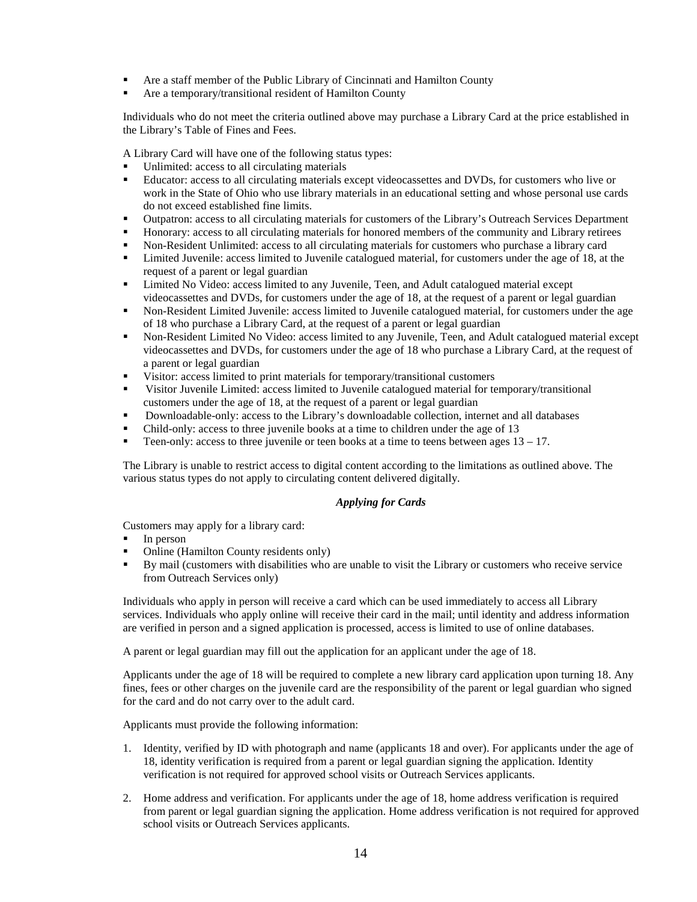- Are a staff member of the Public Library of Cincinnati and Hamilton County
- Are a temporary/transitional resident of Hamilton County

Individuals who do not meet the criteria outlined above may purchase a Library Card at the price established in the Library's Table of Fines and Fees.

A Library Card will have one of the following status types:

- Unlimited: access to all circulating materials
- Educator: access to all circulating materials except videocassettes and DVDs, for customers who live or work in the State of Ohio who use library materials in an educational setting and whose personal use cards do not exceed established fine limits.
- Outpatron: access to all circulating materials for customers of the Library's Outreach Services Department
- Honorary: access to all circulating materials for honored members of the community and Library retirees
- Non-Resident Unlimited: access to all circulating materials for customers who purchase a library card
- Limited Juvenile: access limited to Juvenile catalogued material, for customers under the age of 18, at the request of a parent or legal guardian
- Limited No Video: access limited to any Juvenile, Teen, and Adult catalogued material except videocassettes and DVDs, for customers under the age of 18, at the request of a parent or legal guardian
- Non-Resident Limited Juvenile: access limited to Juvenile catalogued material, for customers under the age of 18 who purchase a Library Card, at the request of a parent or legal guardian
- Non-Resident Limited No Video: access limited to any Juvenile, Teen, and Adult catalogued material except videocassettes and DVDs, for customers under the age of 18 who purchase a Library Card, at the request of a parent or legal guardian
- Visitor: access limited to print materials for temporary/transitional customers
- Visitor Juvenile Limited: access limited to Juvenile catalogued material for temporary/transitional customers under the age of 18, at the request of a parent or legal guardian
- Downloadable-only: access to the Library's downloadable collection, internet and all databases
- Child-only: access to three juvenile books at a time to children under the age of 13
- Teen-only: access to three juvenile or teen books at a time to teens between ages 13 – 17.

The Library is unable to restrict access to digital content according to the limitations as outlined above. The various status types do not apply to circulating content delivered digitally.

### *Applying for Cards*

Customers may apply for a library card:

- In person
- Online (Hamilton County residents only)
- By mail (customers with disabilities who are unable to visit the Library or customers who receive service from Outreach Services only)

Individuals who apply in person will receive a card which can be used immediately to access all Library services. Individuals who apply online will receive their card in the mail; until identity and address information are verified in person and a signed application is processed, access is limited to use of online databases.

A parent or legal guardian may fill out the application for an applicant under the age of 18.

Applicants under the age of 18 will be required to complete a new library card application upon turning 18. Any fines, fees or other charges on the juvenile card are the responsibility of the parent or legal guardian who signed for the card and do not carry over to the adult card.

Applicants must provide the following information:

1. Identity, verified by ID with photograph and name (applicants 18 and over). For applicants under the age of 18, identity verification is required from a parent or legal guardian signing the application. Identity verification is not required for approved school visits or Outreach Services applicants.

2. Home address and verification. For applicants under the age of 18, home address verification is required from parent or legal guardian signing the application. Home address verification is not required for approved school visits or Outreach Services applicants.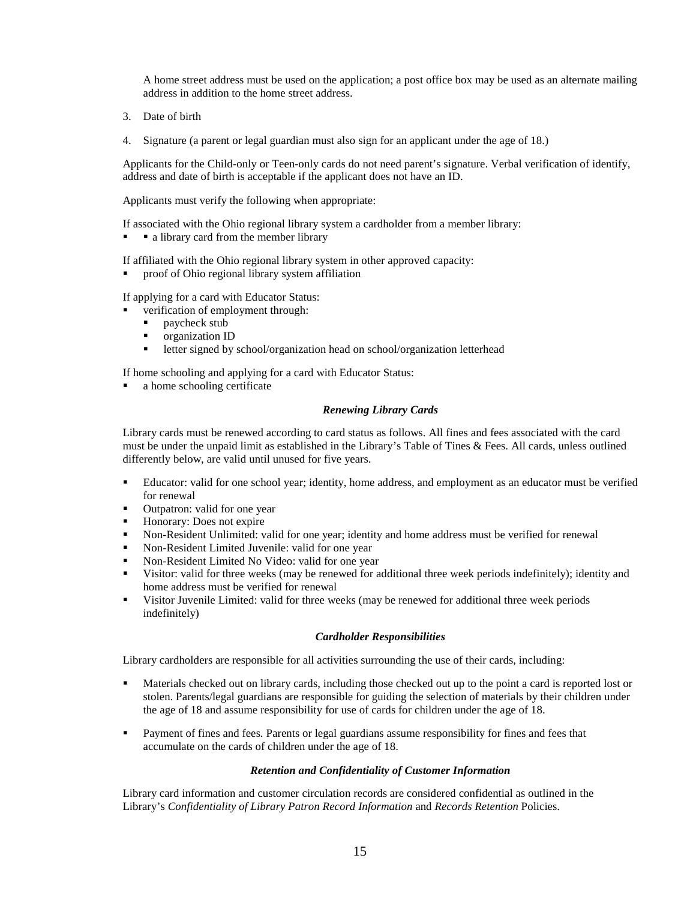A home street address must be used on the application; a post office box may be used as an alternate mailing address in addition to the home street address.

3. Date of birth

4. Signature (a parent or legal guardian must also sign for an applicant under the age of 18.)

Applicants for the Child-only or Teen-only cards do not need parent's signature. Verbal verification of identify, address and date of birth is acceptable if the applicant does not have an ID.

Applicants must verify the following when appropriate:

If associated with the Ohio regional library system a cardholder from a member library:

- ▪ a library card from the member library

If affiliated with the Ohio regional library system in other approved capacity:

- proof of Ohio regional library system affiliation

If applying for a card with Educator Status:

- verification of employment through:
  - paycheck stub
  - organization ID
  - letter signed by school/organization head on school/organization letterhead

If home schooling and applying for a card with Educator Status:

- a home schooling certificate

### *Renewing Library Cards*

Library cards must be renewed according to card status as follows. All fines and fees associated with the card must be under the unpaid limit as established in the Library's Table of Tines & Fees. All cards, unless outlined differently below, are valid until unused for five years.

- Educator: valid for one school year; identity, home address, and employment as an educator must be verified for renewal
- Outpatron: valid for one year
- Honorary: Does not expire
- Non-Resident Unlimited: valid for one year; identity and home address must be verified for renewal
- Non-Resident Limited Juvenile: valid for one year
- Non-Resident Limited No Video: valid for one year
- Visitor: valid for three weeks (may be renewed for additional three week periods indefinitely); identity and home address must be verified for renewal
- Visitor Juvenile Limited: valid for three weeks (may be renewed for additional three week periods indefinitely)

### *Cardholder Responsibilities*

Library cardholders are responsible for all activities surrounding the use of their cards, including:

- Materials checked out on library cards, including those checked out up to the point a card is reported lost or stolen. Parents/legal guardians are responsible for guiding the selection of materials by their children under the age of 18 and assume responsibility for use of cards for children under the age of 18.

- Payment of fines and fees. Parents or legal guardians assume responsibility for fines and fees that accumulate on the cards of children under the age of 18.

### *Retention and Confidentiality of Customer Information*

Library card information and customer circulation records are considered confidential as outlined in the Library's *Confidentiality of Library Patron Record Information* and *Records Retention* Policies.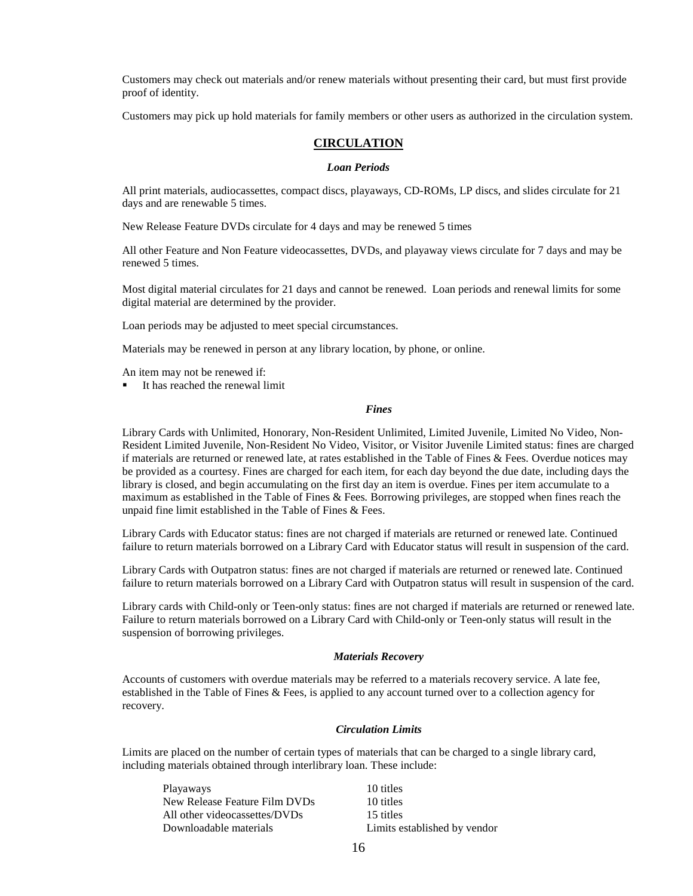Customers may check out materials and/or renew materials without presenting their card, but must first provide proof of identity.

Customers may pick up hold materials for family members or other users as authorized in the circulation system.

## CIRCULATION

### *Loan Periods*

All print materials, audiocassettes, compact discs, playaways, CD-ROMs, LP discs, and slides circulate for 21 days and are renewable 5 times.

New Release Feature DVDs circulate for 4 days and may be renewed 5 times

All other Feature and Non Feature videocassettes, DVDs, and playaway views circulate for 7 days and may be renewed 5 times.

Most digital material circulates for 21 days and cannot be renewed. Loan periods and renewal limits for some digital material are determined by the provider.

Loan periods may be adjusted to meet special circumstances.

Materials may be renewed in person at any library location, by phone, or online.

An item may not be renewed if:

- It has reached the renewal limit

### *Fines*

Library Cards with Unlimited, Honorary, Non-Resident Unlimited, Limited Juvenile, Limited No Video, Non-Resident Limited Juvenile, Non-Resident No Video, Visitor, or Visitor Juvenile Limited status: fines are charged if materials are returned or renewed late, at rates established in the Table of Fines & Fees. Overdue notices may be provided as a courtesy. Fines are charged for each item, for each day beyond the due date, including days the library is closed, and begin accumulating on the first day an item is overdue. Fines per item accumulate to a maximum as established in the Table of Fines & Fees. Borrowing privileges, are stopped when fines reach the unpaid fine limit established in the Table of Fines & Fees.

Library Cards with Educator status: fines are not charged if materials are returned or renewed late. Continued failure to return materials borrowed on a Library Card with Educator status will result in suspension of the card.

Library Cards with Outpatron status: fines are not charged if materials are returned or renewed late. Continued failure to return materials borrowed on a Library Card with Outpatron status will result in suspension of the card.

Library cards with Child-only or Teen-only status: fines are not charged if materials are returned or renewed late. Failure to return materials borrowed on a Library Card with Child-only or Teen-only status will result in the suspension of borrowing privileges.

### *Materials Recovery*

Accounts of customers with overdue materials may be referred to a materials recovery service. A late fee, established in the Table of Fines & Fees, is applied to any account turned over to a collection agency for recovery.

### *Circulation Limits*

Limits are placed on the number of certain types of materials that can be charged to a single library card, including materials obtained through interlibrary loan. These include:

| | |
|---|---|
| Playaways | 10 titles |
| New Release Feature Film DVDs | 10 titles |
| All other videocassettes/DVDs | 15 titles |
| Downloadable materials | Limits established by vendor |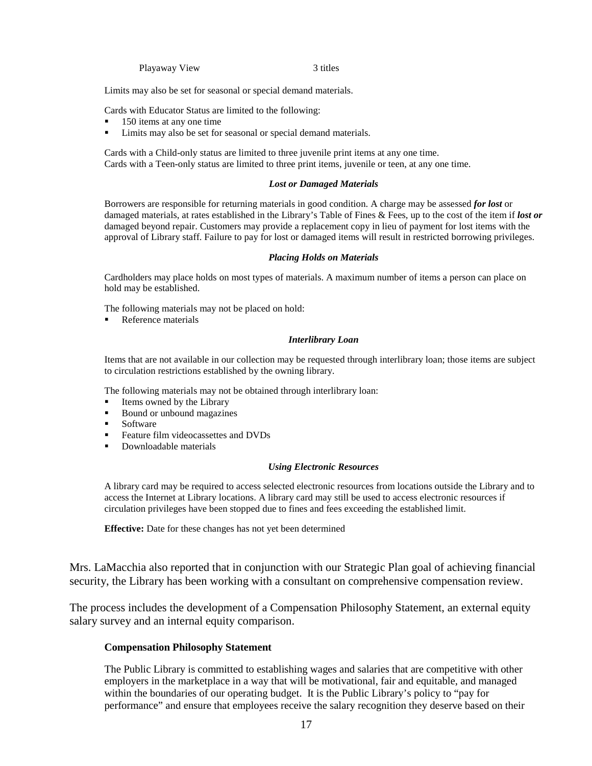| Playaway View | 3 titles |
|---|---|

Limits may also be set for seasonal or special demand materials.

Cards with Educator Status are limited to the following:

- 150 items at any one time
- Limits may also be set for seasonal or special demand materials.

Cards with a Child-only status are limited to three juvenile print items at any one time.
Cards with a Teen-only status are limited to three print items, juvenile or teen, at any one time.

***Lost or Damaged Materials***

Borrowers are responsible for returning materials in good condition. A charge may be assessed ***for lost*** or damaged materials, at rates established in the Library's Table of Fines & Fees, up to the cost of the item if ***lost or*** damaged beyond repair. Customers may provide a replacement copy in lieu of payment for lost items with the approval of Library staff. Failure to pay for lost or damaged items will result in restricted borrowing privileges.

***Placing Holds on Materials***

Cardholders may place holds on most types of materials. A maximum number of items a person can place on hold may be established.

The following materials may not be placed on hold:

- Reference materials

***Interlibrary Loan***

Items that are not available in our collection may be requested through interlibrary loan; those items are subject to circulation restrictions established by the owning library.

The following materials may not be obtained through interlibrary loan:

- Items owned by the Library
- Bound or unbound magazines
- Software
- Feature film videocassettes and DVDs
- Downloadable materials

***Using Electronic Resources***

A library card may be required to access selected electronic resources from locations outside the Library and to access the Internet at Library locations. A library card may still be used to access electronic resources if circulation privileges have been stopped due to fines and fees exceeding the established limit.

**Effective:** Date for these changes has not yet been determined

Mrs. LaMacchia also reported that in conjunction with our Strategic Plan goal of achieving financial security, the Library has been working with a consultant on comprehensive compensation review.

The process includes the development of a Compensation Philosophy Statement, an external equity salary survey and an internal equity comparison.

**Compensation Philosophy Statement**

The Public Library is committed to establishing wages and salaries that are competitive with other employers in the marketplace in a way that will be motivational, fair and equitable, and managed within the boundaries of our operating budget. It is the Public Library's policy to "pay for performance" and ensure that employees receive the salary recognition they deserve based on their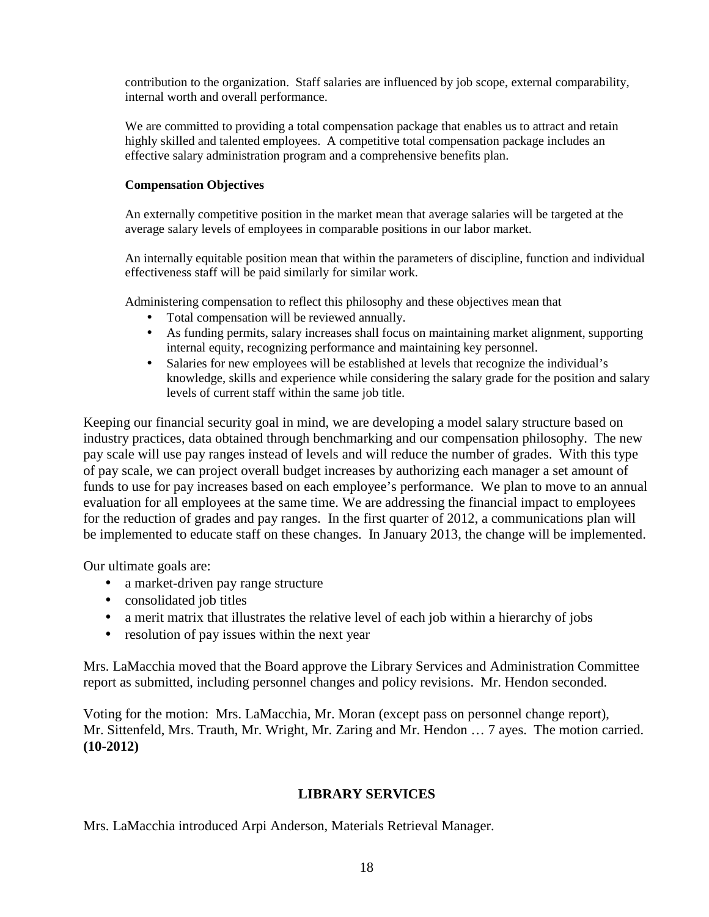contribution to the organization. Staff salaries are influenced by job scope, external comparability, internal worth and overall performance.

We are committed to providing a total compensation package that enables us to attract and retain highly skilled and talented employees. A competitive total compensation package includes an effective salary administration program and a comprehensive benefits plan.

**Compensation Objectives**

An externally competitive position in the market mean that average salaries will be targeted at the average salary levels of employees in comparable positions in our labor market.

An internally equitable position mean that within the parameters of discipline, function and individual effectiveness staff will be paid similarly for similar work.

Administering compensation to reflect this philosophy and these objectives mean that

- Total compensation will be reviewed annually.
- As funding permits, salary increases shall focus on maintaining market alignment, supporting internal equity, recognizing performance and maintaining key personnel.
- Salaries for new employees will be established at levels that recognize the individual's knowledge, skills and experience while considering the salary grade for the position and salary levels of current staff within the same job title.

Keeping our financial security goal in mind, we are developing a model salary structure based on industry practices, data obtained through benchmarking and our compensation philosophy. The new pay scale will use pay ranges instead of levels and will reduce the number of grades. With this type of pay scale, we can project overall budget increases by authorizing each manager a set amount of funds to use for pay increases based on each employee's performance. We plan to move to an annual evaluation for all employees at the same time. We are addressing the financial impact to employees for the reduction of grades and pay ranges. In the first quarter of 2012, a communications plan will be implemented to educate staff on these changes. In January 2013, the change will be implemented.

Our ultimate goals are:

- a market-driven pay range structure
- consolidated job titles
- a merit matrix that illustrates the relative level of each job within a hierarchy of jobs
- resolution of pay issues within the next year

Mrs. LaMacchia moved that the Board approve the Library Services and Administration Committee report as submitted, including personnel changes and policy revisions. Mr. Hendon seconded.

Voting for the motion: Mrs. LaMacchia, Mr. Moran (except pass on personnel change report), Mr. Sittenfeld, Mrs. Trauth, Mr. Wright, Mr. Zaring and Mr. Hendon … 7 ayes. The motion carried. **(10-2012)**

## LIBRARY SERVICES

Mrs. LaMacchia introduced Arpi Anderson, Materials Retrieval Manager.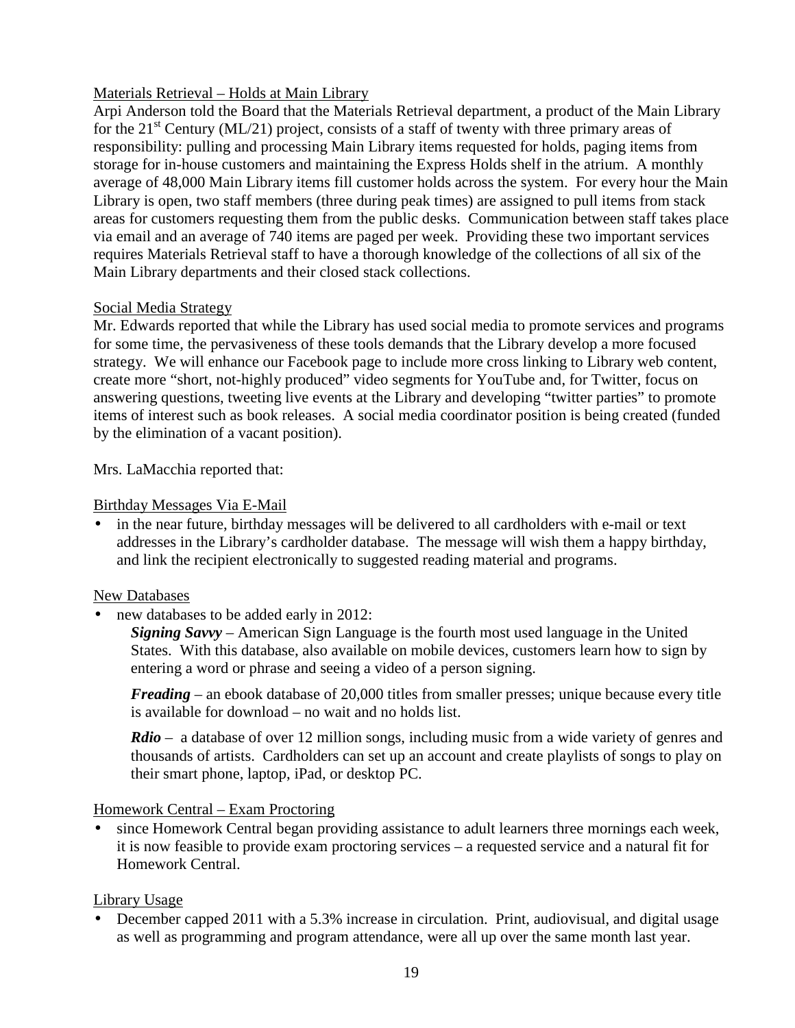Materials Retrieval – Holds at Main Library

Arpi Anderson told the Board that the Materials Retrieval department, a product of the Main Library for the 21st Century (ML/21) project, consists of a staff of twenty with three primary areas of responsibility: pulling and processing Main Library items requested for holds, paging items from storage for in-house customers and maintaining the Express Holds shelf in the atrium. A monthly average of 48,000 Main Library items fill customer holds across the system. For every hour the Main Library is open, two staff members (three during peak times) are assigned to pull items from stack areas for customers requesting them from the public desks. Communication between staff takes place via email and an average of 740 items are paged per week. Providing these two important services requires Materials Retrieval staff to have a thorough knowledge of the collections of all six of the Main Library departments and their closed stack collections.

Social Media Strategy

Mr. Edwards reported that while the Library has used social media to promote services and programs for some time, the pervasiveness of these tools demands that the Library develop a more focused strategy. We will enhance our Facebook page to include more cross linking to Library web content, create more "short, not-highly produced" video segments for YouTube and, for Twitter, focus on answering questions, tweeting live events at the Library and developing "twitter parties" to promote items of interest such as book releases. A social media coordinator position is being created (funded by the elimination of a vacant position).

Mrs. LaMacchia reported that:

Birthday Messages Via E-Mail

- in the near future, birthday messages will be delivered to all cardholders with e-mail or text addresses in the Library's cardholder database. The message will wish them a happy birthday, and link the recipient electronically to suggested reading material and programs.

New Databases

- new databases to be added early in 2012:

  ***Signing Savvy*** – American Sign Language is the fourth most used language in the United States. With this database, also available on mobile devices, customers learn how to sign by entering a word or phrase and seeing a video of a person signing.

  ***Freading*** – an ebook database of 20,000 titles from smaller presses; unique because every title is available for download – no wait and no holds list.

  ***Rdio*** – a database of over 12 million songs, including music from a wide variety of genres and thousands of artists. Cardholders can set up an account and create playlists of songs to play on their smart phone, laptop, iPad, or desktop PC.

Homework Central – Exam Proctoring

- since Homework Central began providing assistance to adult learners three mornings each week, it is now feasible to provide exam proctoring services – a requested service and a natural fit for Homework Central.

Library Usage

- December capped 2011 with a 5.3% increase in circulation. Print, audiovisual, and digital usage as well as programming and program attendance, were all up over the same month last year.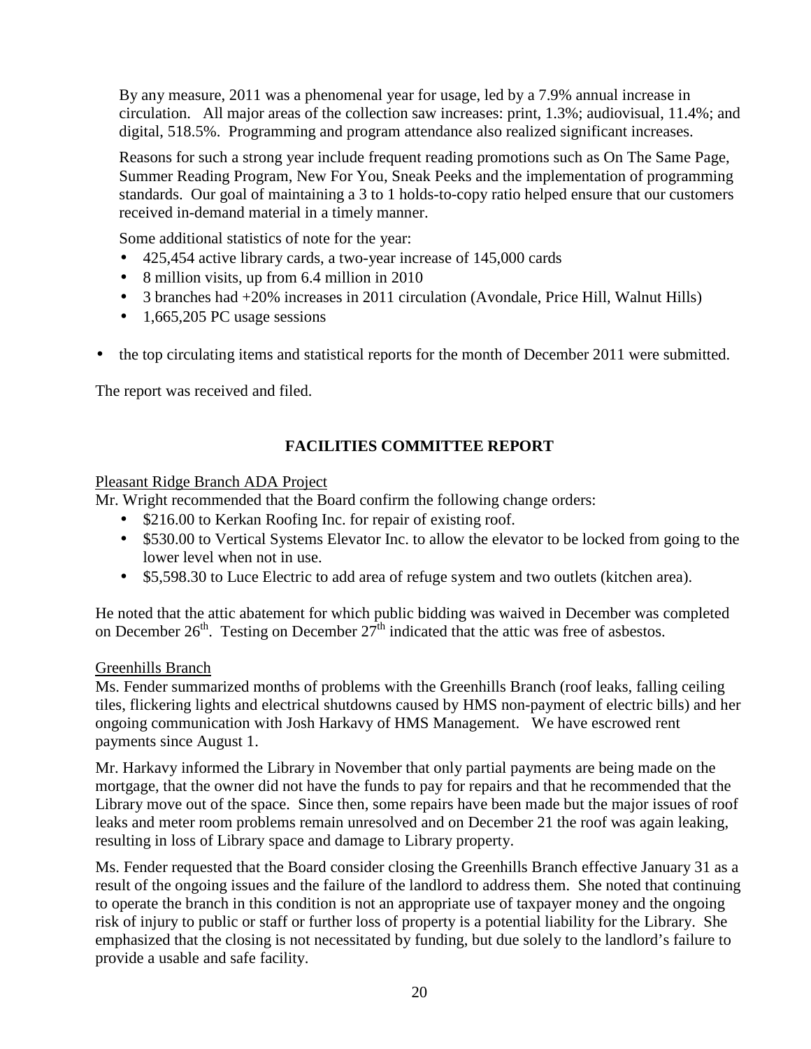By any measure, 2011 was a phenomenal year for usage, led by a 7.9% annual increase in circulation. All major areas of the collection saw increases: print, 1.3%; audiovisual, 11.4%; and digital, 518.5%. Programming and program attendance also realized significant increases.

Reasons for such a strong year include frequent reading promotions such as On The Same Page, Summer Reading Program, New For You, Sneak Peeks and the implementation of programming standards. Our goal of maintaining a 3 to 1 holds-to-copy ratio helped ensure that our customers received in-demand material in a timely manner.

Some additional statistics of note for the year:

- 425,454 active library cards, a two-year increase of 145,000 cards
- 8 million visits, up from 6.4 million in 2010
- 3 branches had +20% increases in 2011 circulation (Avondale, Price Hill, Walnut Hills)
- 1,665,205 PC usage sessions

- the top circulating items and statistical reports for the month of December 2011 were submitted.

The report was received and filed.

## FACILITIES COMMITTEE REPORT

Pleasant Ridge Branch ADA Project

Mr. Wright recommended that the Board confirm the following change orders:

- \$216.00 to Kerkan Roofing Inc. for repair of existing roof.
- \$530.00 to Vertical Systems Elevator Inc. to allow the elevator to be locked from going to the lower level when not in use.
- \$5,598.30 to Luce Electric to add area of refuge system and two outlets (kitchen area).

He noted that the attic abatement for which public bidding was waived in December was completed on December 26th. Testing on December 27th indicated that the attic was free of asbestos.

Greenhills Branch

Ms. Fender summarized months of problems with the Greenhills Branch (roof leaks, falling ceiling tiles, flickering lights and electrical shutdowns caused by HMS non-payment of electric bills) and her ongoing communication with Josh Harkavy of HMS Management. We have escrowed rent payments since August 1.

Mr. Harkavy informed the Library in November that only partial payments are being made on the mortgage, that the owner did not have the funds to pay for repairs and that he recommended that the Library move out of the space. Since then, some repairs have been made but the major issues of roof leaks and meter room problems remain unresolved and on December 21 the roof was again leaking, resulting in loss of Library space and damage to Library property.

Ms. Fender requested that the Board consider closing the Greenhills Branch effective January 31 as a result of the ongoing issues and the failure of the landlord to address them. She noted that continuing to operate the branch in this condition is not an appropriate use of taxpayer money and the ongoing risk of injury to public or staff or further loss of property is a potential liability for the Library. She emphasized that the closing is not necessitated by funding, but due solely to the landlord's failure to provide a usable and safe facility.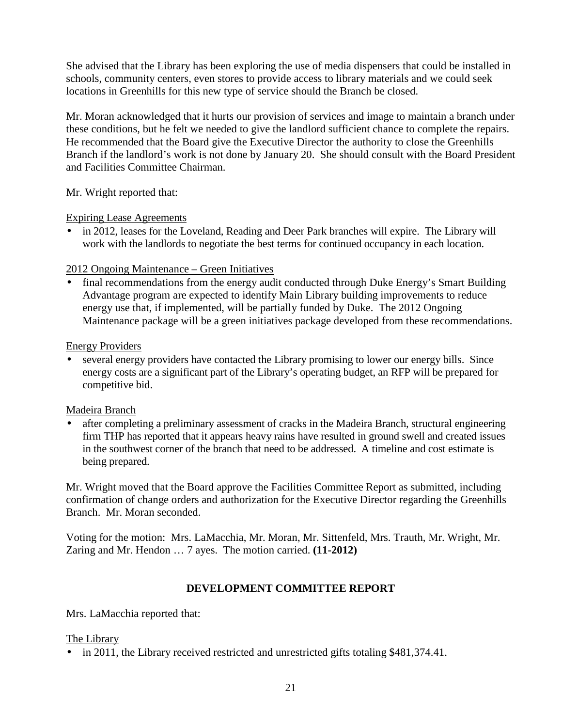She advised that the Library has been exploring the use of media dispensers that could be installed in schools, community centers, even stores to provide access to library materials and we could seek locations in Greenhills for this new type of service should the Branch be closed.

Mr. Moran acknowledged that it hurts our provision of services and image to maintain a branch under these conditions, but he felt we needed to give the landlord sufficient chance to complete the repairs. He recommended that the Board give the Executive Director the authority to close the Greenhills Branch if the landlord's work is not done by January 20. She should consult with the Board President and Facilities Committee Chairman.

Mr. Wright reported that:

<u>Expiring Lease Agreements</u>

- in 2012, leases for the Loveland, Reading and Deer Park branches will expire. The Library will work with the landlords to negotiate the best terms for continued occupancy in each location.

<u>2012 Ongoing Maintenance – Green Initiatives</u>

- final recommendations from the energy audit conducted through Duke Energy's Smart Building Advantage program are expected to identify Main Library building improvements to reduce energy use that, if implemented, will be partially funded by Duke. The 2012 Ongoing Maintenance package will be a green initiatives package developed from these recommendations.

<u>Energy Providers</u>

- several energy providers have contacted the Library promising to lower our energy bills. Since energy costs are a significant part of the Library's operating budget, an RFP will be prepared for competitive bid.

<u>Madeira Branch</u>

- after completing a preliminary assessment of cracks in the Madeira Branch, structural engineering firm THP has reported that it appears heavy rains have resulted in ground swell and created issues in the southwest corner of the branch that need to be addressed. A timeline and cost estimate is being prepared.

Mr. Wright moved that the Board approve the Facilities Committee Report as submitted, including confirmation of change orders and authorization for the Executive Director regarding the Greenhills Branch. Mr. Moran seconded.

Voting for the motion: Mrs. LaMacchia, Mr. Moran, Mr. Sittenfeld, Mrs. Trauth, Mr. Wright, Mr. Zaring and Mr. Hendon … 7 ayes. The motion carried. **(11-2012)**

## DEVELOPMENT COMMITTEE REPORT

Mrs. LaMacchia reported that:

<u>The Library</u>

- in 2011, the Library received restricted and unrestricted gifts totaling $481,374.41.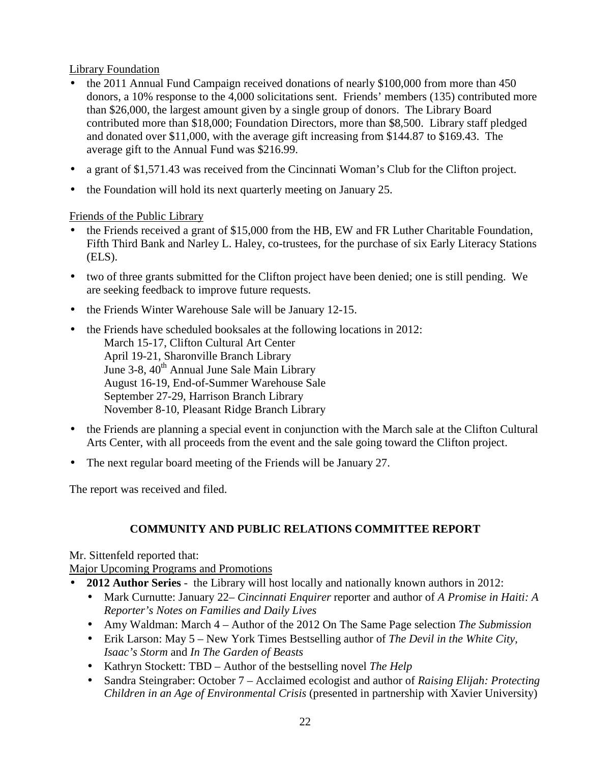Library Foundation

- the 2011 Annual Fund Campaign received donations of nearly $100,000 from more than 450 donors, a 10% response to the 4,000 solicitations sent. Friends' members (135) contributed more than $26,000, the largest amount given by a single group of donors. The Library Board contributed more than $18,000; Foundation Directors, more than $8,500. Library staff pledged and donated over $11,000, with the average gift increasing from $144.87 to $169.43. The average gift to the Annual Fund was $216.99.
- a grant of $1,571.43 was received from the Cincinnati Woman's Club for the Clifton project.
- the Foundation will hold its next quarterly meeting on January 25.

Friends of the Public Library

- the Friends received a grant of $15,000 from the HB, EW and FR Luther Charitable Foundation, Fifth Third Bank and Narley L. Haley, co-trustees, for the purchase of six Early Literacy Stations (ELS).
- two of three grants submitted for the Clifton project have been denied; one is still pending. We are seeking feedback to improve future requests.
- the Friends Winter Warehouse Sale will be January 12-15.
- the Friends have scheduled booksales at the following locations in 2012:
  March 15-17, Clifton Cultural Art Center
  April 19-21, Sharonville Branch Library
  June 3-8, 40th Annual June Sale Main Library
  August 16-19, End-of-Summer Warehouse Sale
  September 27-29, Harrison Branch Library
  November 8-10, Pleasant Ridge Branch Library
- the Friends are planning a special event in conjunction with the March sale at the Clifton Cultural Arts Center, with all proceeds from the event and the sale going toward the Clifton project.
- The next regular board meeting of the Friends will be January 27.

The report was received and filed.

## COMMUNITY AND PUBLIC RELATIONS COMMITTEE REPORT

Mr. Sittenfeld reported that:

Major Upcoming Programs and Promotions

- **2012 Author Series** - the Library will host locally and nationally known authors in 2012:
  - Mark Curnutte: January 22– *Cincinnati Enquirer* reporter and author of *A Promise in Haiti: A Reporter's Notes on Families and Daily Lives*
  - Amy Waldman: March 4 – Author of the 2012 On The Same Page selection *The Submission*
  - Erik Larson: May 5 – New York Times Bestselling author of *The Devil in the White City*, *Isaac's Storm* and *In The Garden of Beasts*
  - Kathryn Stockett: TBD – Author of the bestselling novel *The Help*
  - Sandra Steingraber: October 7 – Acclaimed ecologist and author of *Raising Elijah: Protecting Children in an Age of Environmental Crisis* (presented in partnership with Xavier University)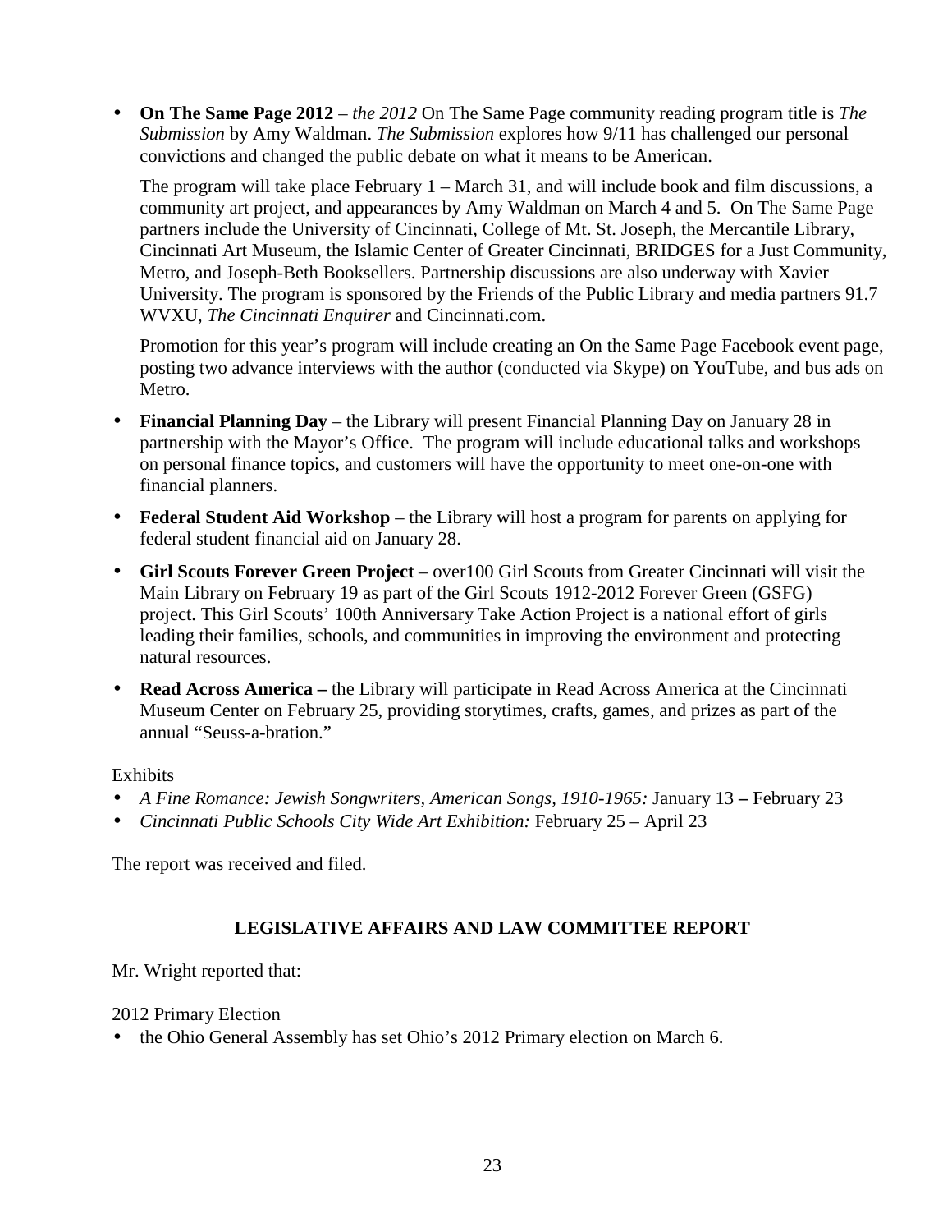- **On The Same Page 2012** – *the 2012* On The Same Page community reading program title is *The Submission* by Amy Waldman. *The Submission* explores how 9/11 has challenged our personal convictions and changed the public debate on what it means to be American.

  The program will take place February 1 – March 31, and will include book and film discussions, a community art project, and appearances by Amy Waldman on March 4 and 5. On The Same Page partners include the University of Cincinnati, College of Mt. St. Joseph, the Mercantile Library, Cincinnati Art Museum, the Islamic Center of Greater Cincinnati, BRIDGES for a Just Community, Metro, and Joseph-Beth Booksellers. Partnership discussions are also underway with Xavier University. The program is sponsored by the Friends of the Public Library and media partners 91.7 WVXU, *The Cincinnati Enquirer* and Cincinnati.com.

  Promotion for this year's program will include creating an On the Same Page Facebook event page, posting two advance interviews with the author (conducted via Skype) on YouTube, and bus ads on Metro.

- **Financial Planning Day** – the Library will present Financial Planning Day on January 28 in partnership with the Mayor's Office. The program will include educational talks and workshops on personal finance topics, and customers will have the opportunity to meet one-on-one with financial planners.

- **Federal Student Aid Workshop** – the Library will host a program for parents on applying for federal student financial aid on January 28.

- **Girl Scouts Forever Green Project** – over100 Girl Scouts from Greater Cincinnati will visit the Main Library on February 19 as part of the Girl Scouts 1912-2012 Forever Green (GSFG) project. This Girl Scouts' 100th Anniversary Take Action Project is a national effort of girls leading their families, schools, and communities in improving the environment and protecting natural resources.

- **Read Across America –** the Library will participate in Read Across America at the Cincinnati Museum Center on February 25, providing storytimes, crafts, games, and prizes as part of the annual "Seuss-a-bration."

<u>Exhibits</u>

- *A Fine Romance: Jewish Songwriters, American Songs, 1910-1965:* January 13 **–** February 23
- *Cincinnati Public Schools City Wide Art Exhibition:* February 25 – April 23

The report was received and filed.

## LEGISLATIVE AFFAIRS AND LAW COMMITTEE REPORT

Mr. Wright reported that:

<u>2012 Primary Election</u>

- the Ohio General Assembly has set Ohio's 2012 Primary election on March 6.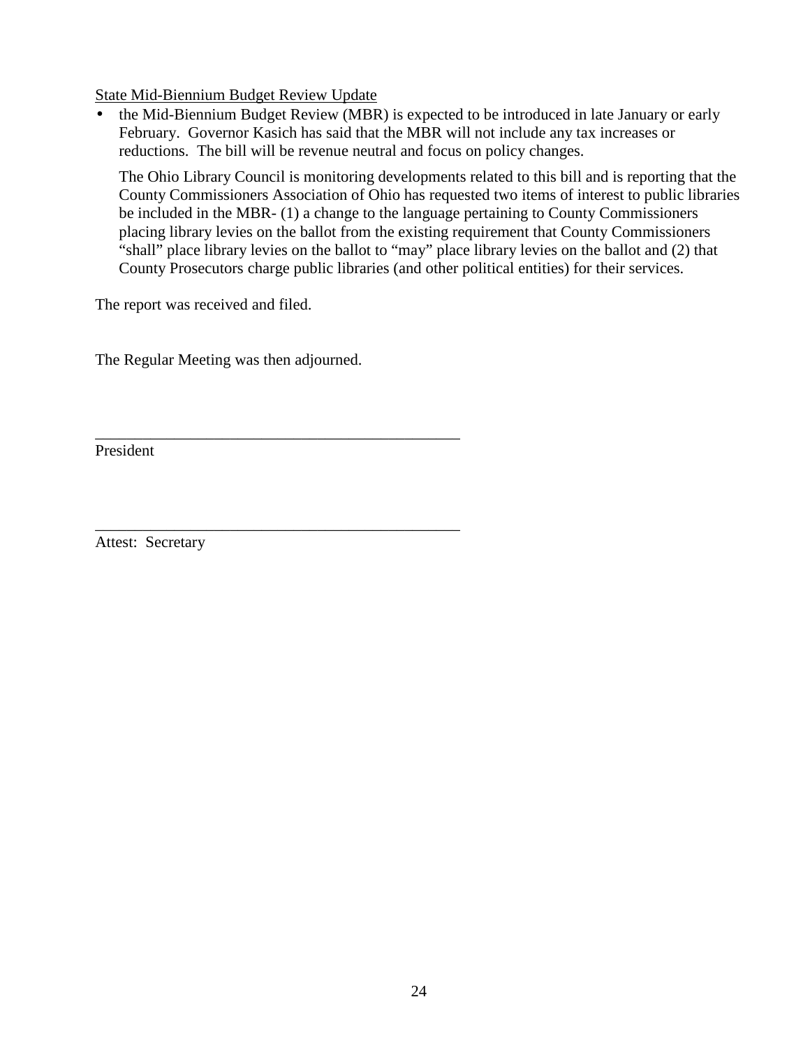State Mid-Biennium Budget Review Update

- the Mid-Biennium Budget Review (MBR) is expected to be introduced in late January or early February. Governor Kasich has said that the MBR will not include any tax increases or reductions. The bill will be revenue neutral and focus on policy changes.

  The Ohio Library Council is monitoring developments related to this bill and is reporting that the County Commissioners Association of Ohio has requested two items of interest to public libraries be included in the MBR- (1) a change to the language pertaining to County Commissioners placing library levies on the ballot from the existing requirement that County Commissioners "shall" place library levies on the ballot to "may" place library levies on the ballot and (2) that County Prosecutors charge public libraries (and other political entities) for their services.

The report was received and filed.

The Regular Meeting was then adjourned.

_______________________________________________
President

_______________________________________________
Attest: Secretary